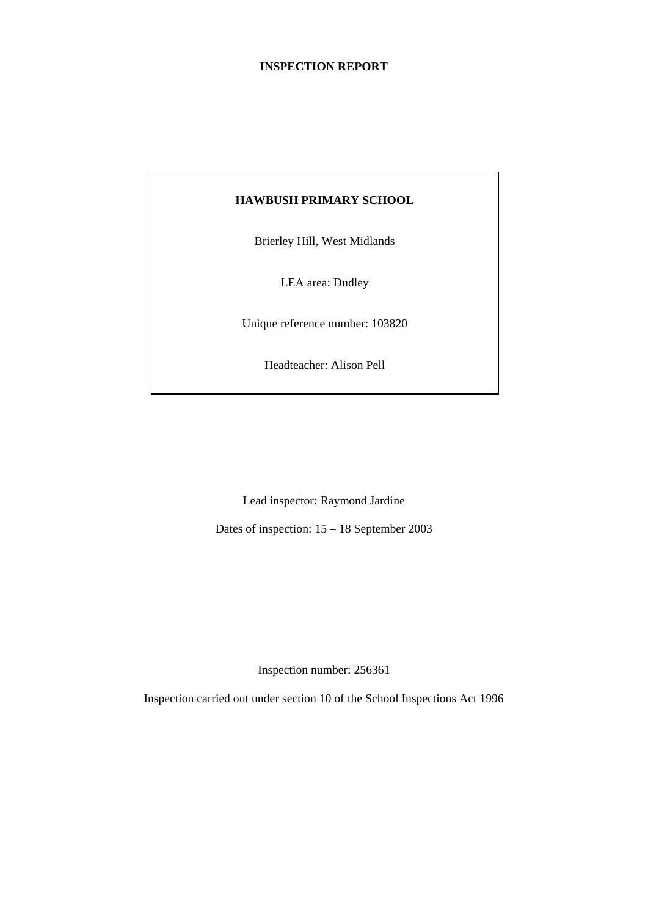# INSPECTION REPORT

## HAWBUSH PRIMARY SCHOOL

Brierley Hill, West Midlands

LEA area: Dudley

Unique reference number: 103820

Headteacher: Alison Pell

Lead inspector: Raymond Jardine

Dates of inspection: 15 – 18 September 2003

Inspection number: 256361

Inspection carried out under section 10 of the School Inspections Act 1996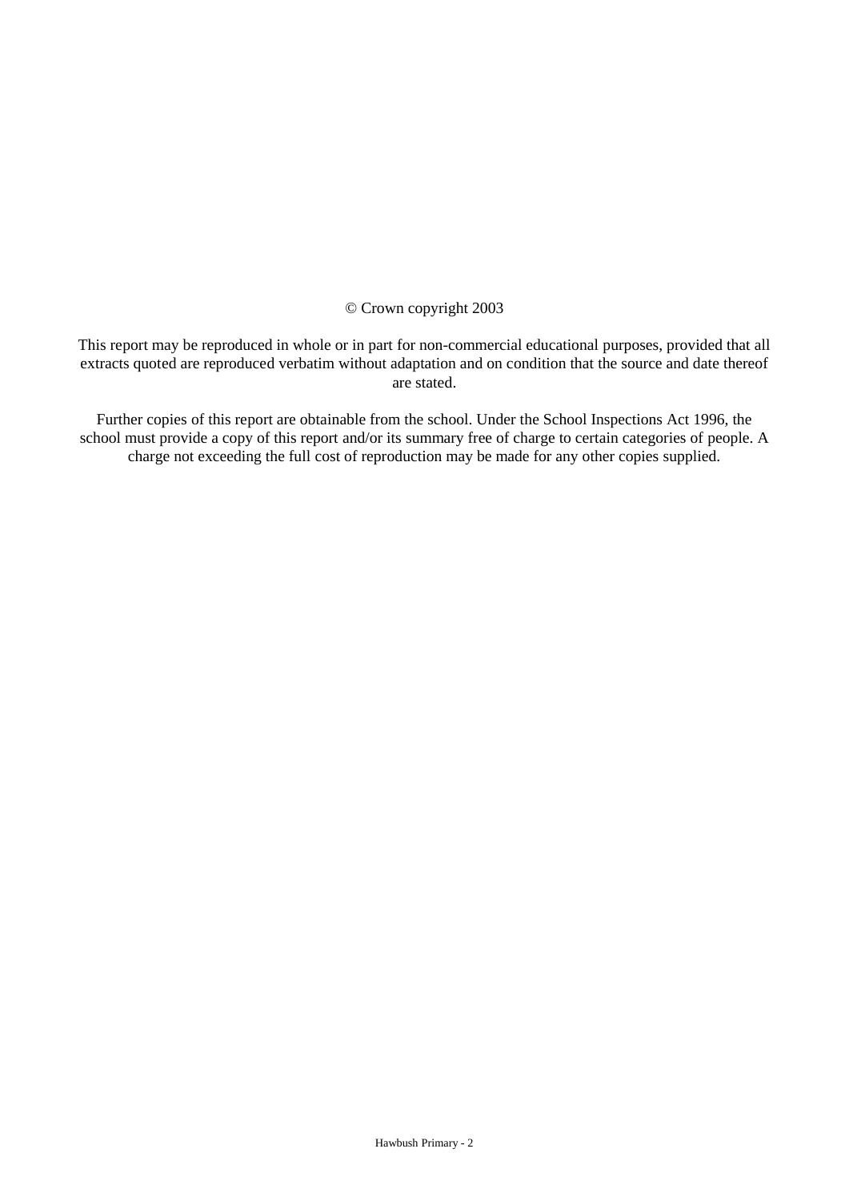© Crown copyright 2003

This report may be reproduced in whole or in part for non-commercial educational purposes, provided that all extracts quoted are reproduced verbatim without adaptation and on condition that the source and date thereof are stated.

Further copies of this report are obtainable from the school. Under the School Inspections Act 1996, the school must provide a copy of this report and/or its summary free of charge to certain categories of people. A charge not exceeding the full cost of reproduction may be made for any other copies supplied.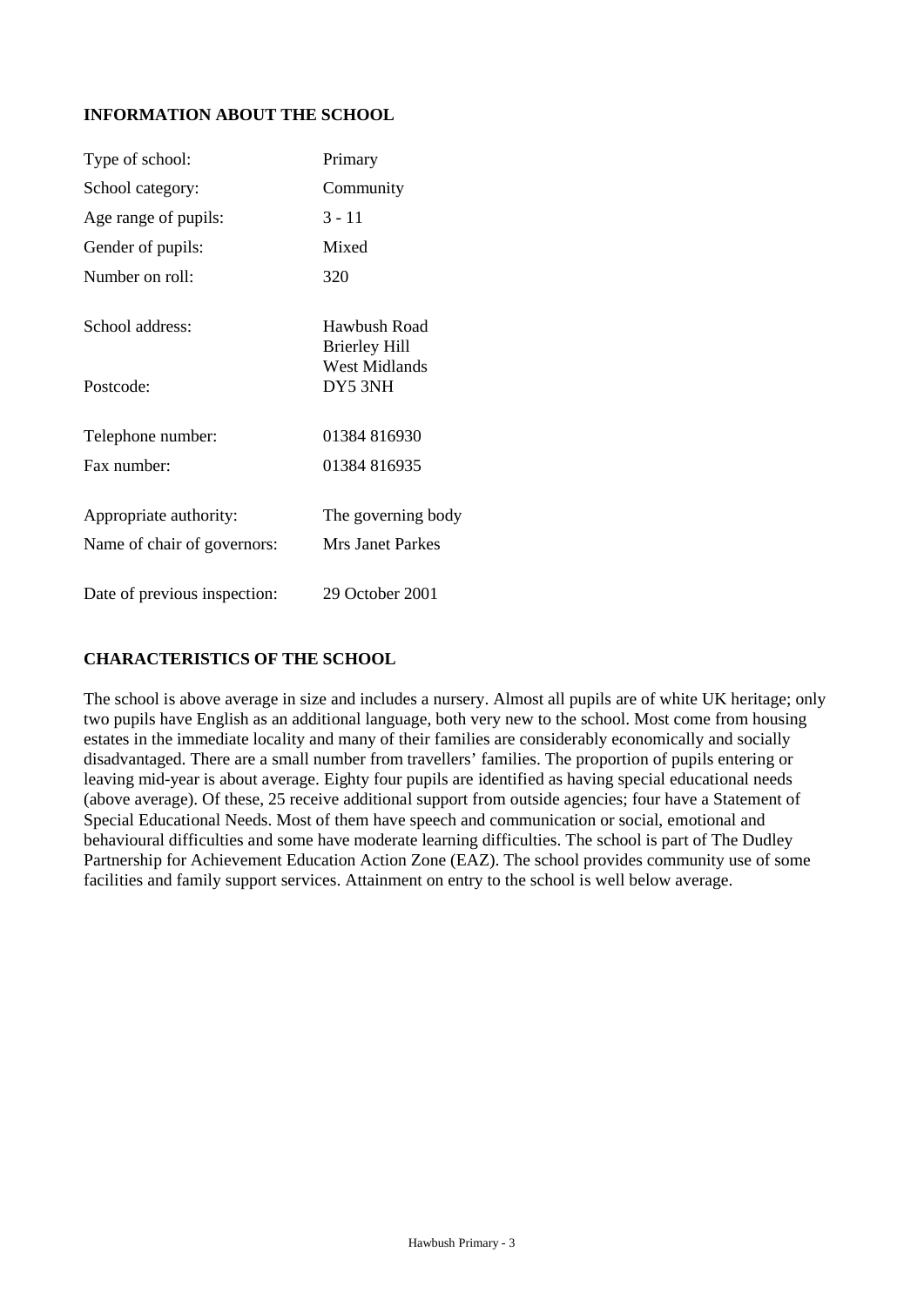## INFORMATION ABOUT THE SCHOOL

| | |
|---|---|
| Type of school: | Primary |
| School category: | Community |
| Age range of pupils: | 3 - 11 |
| Gender of pupils: | Mixed |
| Number on roll: | 320 |
| School address: | Hawbush Road<br>Brierley Hill<br>West Midlands |
| Postcode: | DY5 3NH |
| Telephone number: | 01384 816930 |
| Fax number: | 01384 816935 |
| Appropriate authority: | The governing body |
| Name of chair of governors: | Mrs Janet Parkes |
| Date of previous inspection: | 29 October 2001 |

## CHARACTERISTICS OF THE SCHOOL

The school is above average in size and includes a nursery. Almost all pupils are of white UK heritage; only two pupils have English as an additional language, both very new to the school. Most come from housing estates in the immediate locality and many of their families are considerably economically and socially disadvantaged. There are a small number from travellers' families. The proportion of pupils entering or leaving mid-year is about average. Eighty four pupils are identified as having special educational needs (above average). Of these, 25 receive additional support from outside agencies; four have a Statement of Special Educational Needs. Most of them have speech and communication or social, emotional and behavioural difficulties and some have moderate learning difficulties. The school is part of The Dudley Partnership for Achievement Education Action Zone (EAZ). The school provides community use of some facilities and family support services. Attainment on entry to the school is well below average.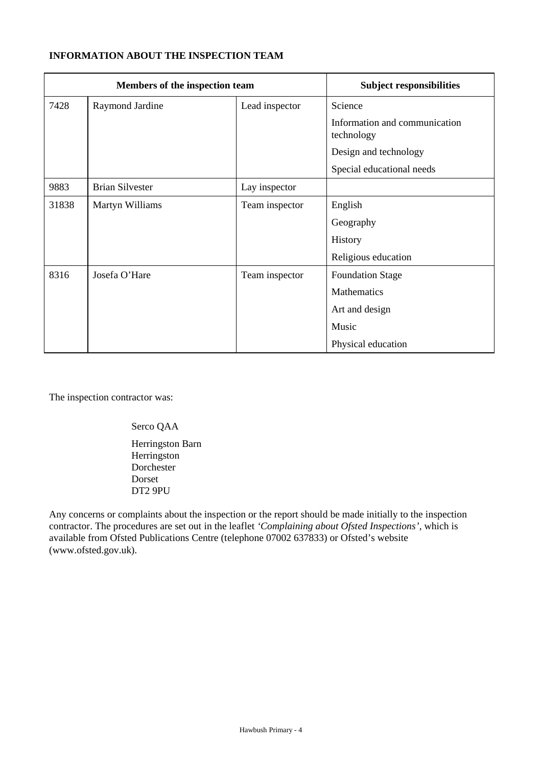**INFORMATION ABOUT THE INSPECTION TEAM**

| Members of the inspection team | | | Subject responsibilities |
|---|---|---|---|
| 7428 | Raymond Jardine | Lead inspector | Science |
| | | | Information and communication technology |
| | | | Design and technology |
| | | | Special educational needs |
| 9883 | Brian Silvester | Lay inspector | |
| 31838 | Martyn Williams | Team inspector | English |
| | | | Geography |
| | | | History |
| | | | Religious education |
| 8316 | Josefa O'Hare | Team inspector | Foundation Stage |
| | | | Mathematics |
| | | | Art and design |
| | | | Music |
| | | | Physical education |

The inspection contractor was:

Serco QAA

Herringston Barn
Herringston
Dorchester
Dorset
DT2 9PU

Any concerns or complaints about the inspection or the report should be made initially to the inspection contractor. The procedures are set out in the leaflet *'Complaining about Ofsted Inspections'*, which is available from Ofsted Publications Centre (telephone 07002 637833) or Ofsted's website (www.ofsted.gov.uk).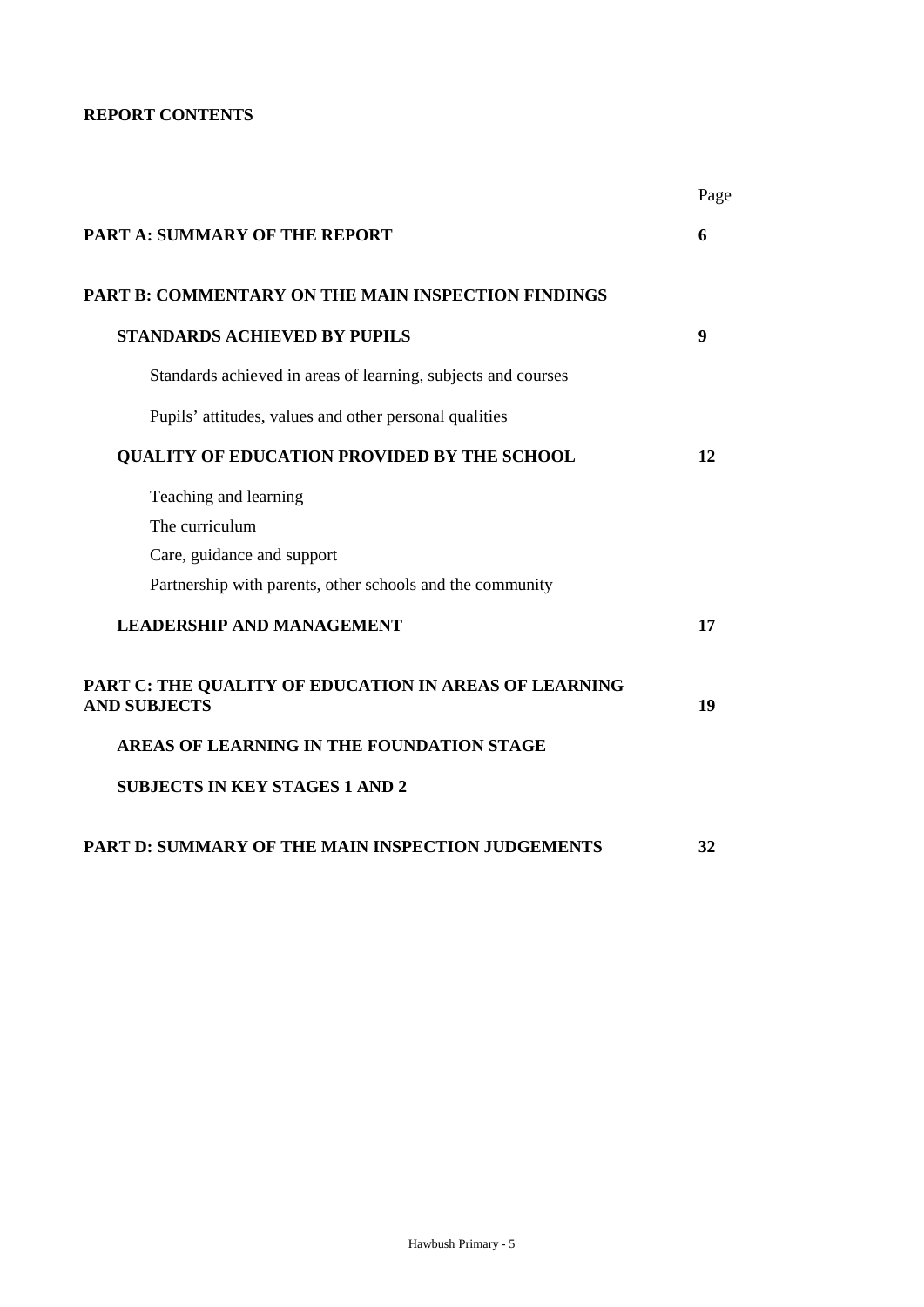**REPORT CONTENTS**

| | Page |
|---|---|
| **PART A: SUMMARY OF THE REPORT** | **6** |
| **PART B: COMMENTARY ON THE MAIN INSPECTION FINDINGS** | |
| **STANDARDS ACHIEVED BY PUPILS** | **9** |
| Standards achieved in areas of learning, subjects and courses | |
| Pupils' attitudes, values and other personal qualities | |
| **QUALITY OF EDUCATION PROVIDED BY THE SCHOOL** | **12** |
| Teaching and learning | |
| The curriculum | |
| Care, guidance and support | |
| Partnership with parents, other schools and the community | |
| **LEADERSHIP AND MANAGEMENT** | **17** |
| **PART C: THE QUALITY OF EDUCATION IN AREAS OF LEARNING AND SUBJECTS** | **19** |
| **AREAS OF LEARNING IN THE FOUNDATION STAGE** | |
| **SUBJECTS IN KEY STAGES 1 AND 2** | |
| **PART D: SUMMARY OF THE MAIN INSPECTION JUDGEMENTS** | **32** |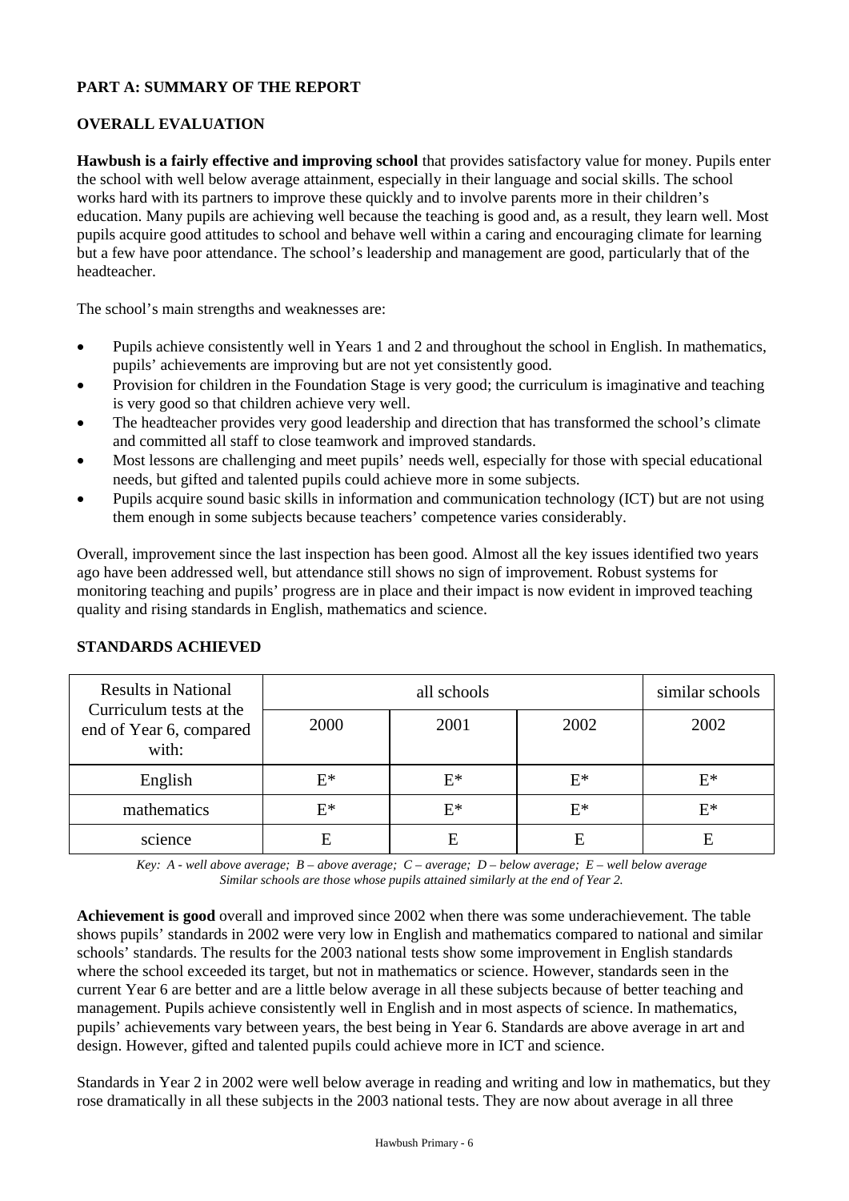## PART A: SUMMARY OF THE REPORT

### OVERALL EVALUATION

**Hawbush is a fairly effective and improving school** that provides satisfactory value for money. Pupils enter the school with well below average attainment, especially in their language and social skills. The school works hard with its partners to improve these quickly and to involve parents more in their children's education. Many pupils are achieving well because the teaching is good and, as a result, they learn well. Most pupils acquire good attitudes to school and behave well within a caring and encouraging climate for learning but a few have poor attendance. The school's leadership and management are good, particularly that of the headteacher.

The school's main strengths and weaknesses are:

- Pupils achieve consistently well in Years 1 and 2 and throughout the school in English. In mathematics, pupils' achievements are improving but are not yet consistently good.
- Provision for children in the Foundation Stage is very good; the curriculum is imaginative and teaching is very good so that children achieve very well.
- The headteacher provides very good leadership and direction that has transformed the school's climate and committed all staff to close teamwork and improved standards.
- Most lessons are challenging and meet pupils' needs well, especially for those with special educational needs, but gifted and talented pupils could achieve more in some subjects.
- Pupils acquire sound basic skills in information and communication technology (ICT) but are not using them enough in some subjects because teachers' competence varies considerably.

Overall, improvement since the last inspection has been good. Almost all the key issues identified two years ago have been addressed well, but attendance still shows no sign of improvement. Robust systems for monitoring teaching and pupils' progress are in place and their impact is now evident in improved teaching quality and rising standards in English, mathematics and science.

### STANDARDS ACHIEVED

| Results in National Curriculum tests at the end of Year 6, compared with: | all schools | | | similar schools |
|---|---|---|---|---|
| | 2000 | 2001 | 2002 | 2002 |
| English | E* | E* | E* | E* |
| mathematics | E* | E* | E* | E* |
| science | E | E | E | E |

*Key: A - well above average; B – above average; C – average; D – below average; E – well below average*
*Similar schools are those whose pupils attained similarly at the end of Year 2.*

**Achievement is good** overall and improved since 2002 when there was some underachievement. The table shows pupils' standards in 2002 were very low in English and mathematics compared to national and similar schools' standards. The results for the 2003 national tests show some improvement in English standards where the school exceeded its target, but not in mathematics or science. However, standards seen in the current Year 6 are better and are a little below average in all these subjects because of better teaching and management. Pupils achieve consistently well in English and in most aspects of science. In mathematics, pupils' achievements vary between years, the best being in Year 6. Standards are above average in art and design. However, gifted and talented pupils could achieve more in ICT and science.

Standards in Year 2 in 2002 were well below average in reading and writing and low in mathematics, but they rose dramatically in all these subjects in the 2003 national tests. They are now about average in all three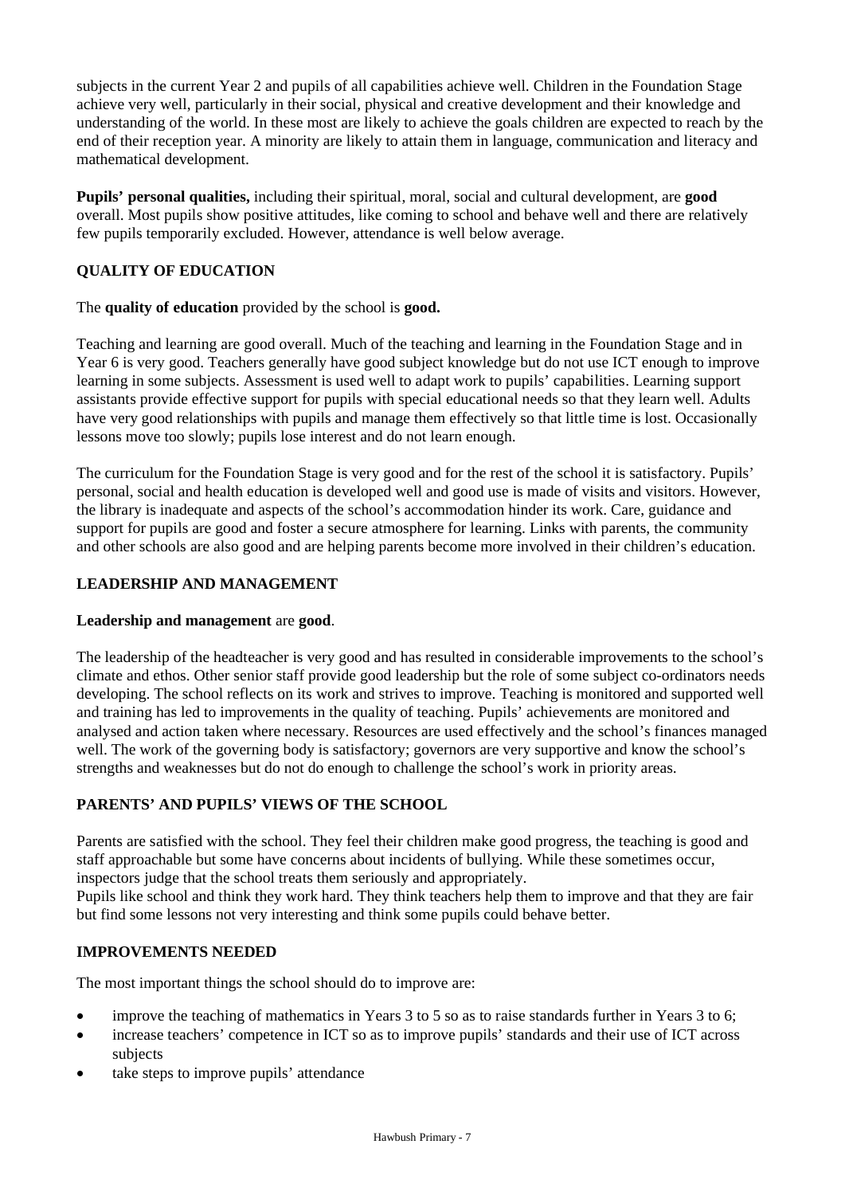subjects in the current Year 2 and pupils of all capabilities achieve well. Children in the Foundation Stage achieve very well, particularly in their social, physical and creative development and their knowledge and understanding of the world. In these most are likely to achieve the goals children are expected to reach by the end of their reception year. A minority are likely to attain them in language, communication and literacy and mathematical development.

**Pupils' personal qualities,** including their spiritual, moral, social and cultural development, are **good** overall. Most pupils show positive attitudes, like coming to school and behave well and there are relatively few pupils temporarily excluded. However, attendance is well below average.

## QUALITY OF EDUCATION

The **quality of education** provided by the school is **good.**

Teaching and learning are good overall. Much of the teaching and learning in the Foundation Stage and in Year 6 is very good. Teachers generally have good subject knowledge but do not use ICT enough to improve learning in some subjects. Assessment is used well to adapt work to pupils' capabilities. Learning support assistants provide effective support for pupils with special educational needs so that they learn well. Adults have very good relationships with pupils and manage them effectively so that little time is lost. Occasionally lessons move too slowly; pupils lose interest and do not learn enough.

The curriculum for the Foundation Stage is very good and for the rest of the school it is satisfactory. Pupils' personal, social and health education is developed well and good use is made of visits and visitors. However, the library is inadequate and aspects of the school's accommodation hinder its work. Care, guidance and support for pupils are good and foster a secure atmosphere for learning. Links with parents, the community and other schools are also good and are helping parents become more involved in their children's education.

## LEADERSHIP AND MANAGEMENT

**Leadership and management** are **good**.

The leadership of the headteacher is very good and has resulted in considerable improvements to the school's climate and ethos. Other senior staff provide good leadership but the role of some subject co-ordinators needs developing. The school reflects on its work and strives to improve. Teaching is monitored and supported well and training has led to improvements in the quality of teaching. Pupils' achievements are monitored and analysed and action taken where necessary. Resources are used effectively and the school's finances managed well. The work of the governing body is satisfactory; governors are very supportive and know the school's strengths and weaknesses but do not do enough to challenge the school's work in priority areas.

## PARENTS' AND PUPILS' VIEWS OF THE SCHOOL

Parents are satisfied with the school. They feel their children make good progress, the teaching is good and staff approachable but some have concerns about incidents of bullying. While these sometimes occur, inspectors judge that the school treats them seriously and appropriately.
Pupils like school and think they work hard. They think teachers help them to improve and that they are fair but find some lessons not very interesting and think some pupils could behave better.

## IMPROVEMENTS NEEDED

The most important things the school should do to improve are:

- improve the teaching of mathematics in Years 3 to 5 so as to raise standards further in Years 3 to 6;
- increase teachers' competence in ICT so as to improve pupils' standards and their use of ICT across subjects
- take steps to improve pupils' attendance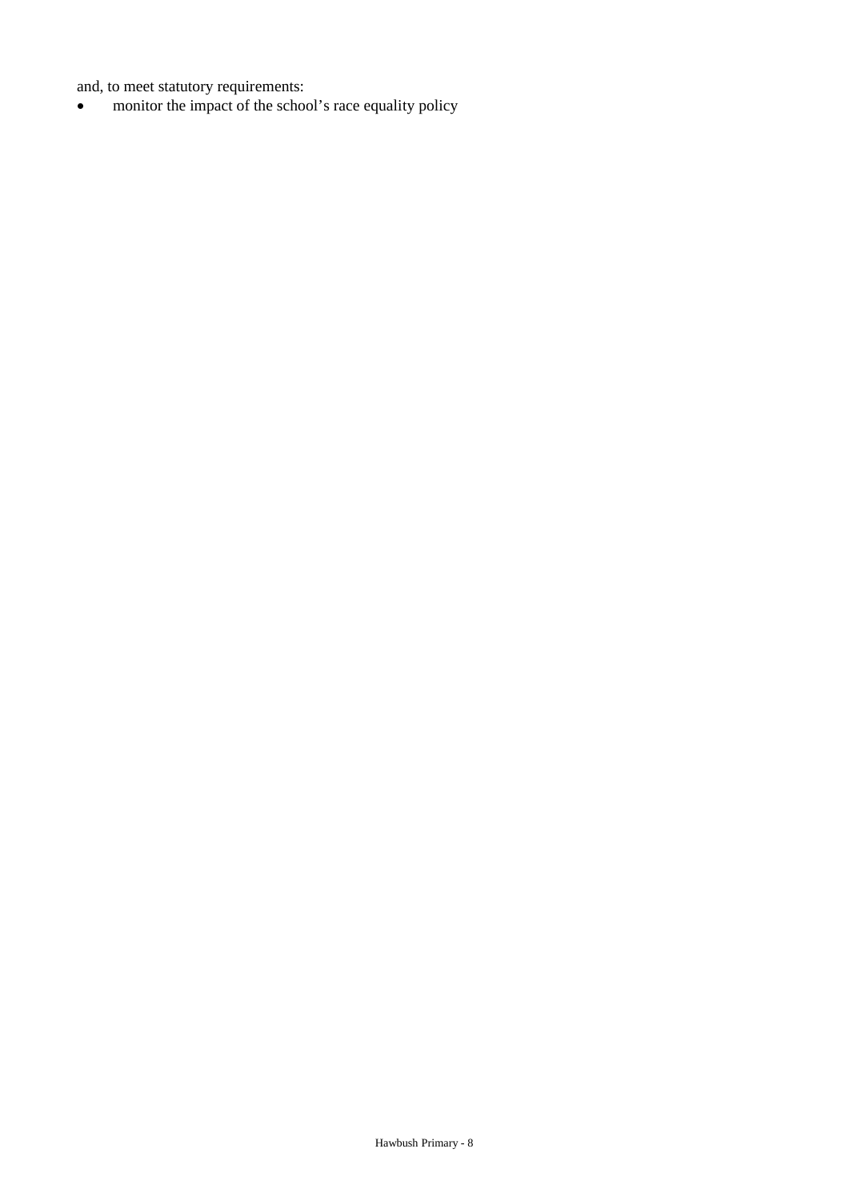and, to meet statutory requirements:

- monitor the impact of the school's race equality policy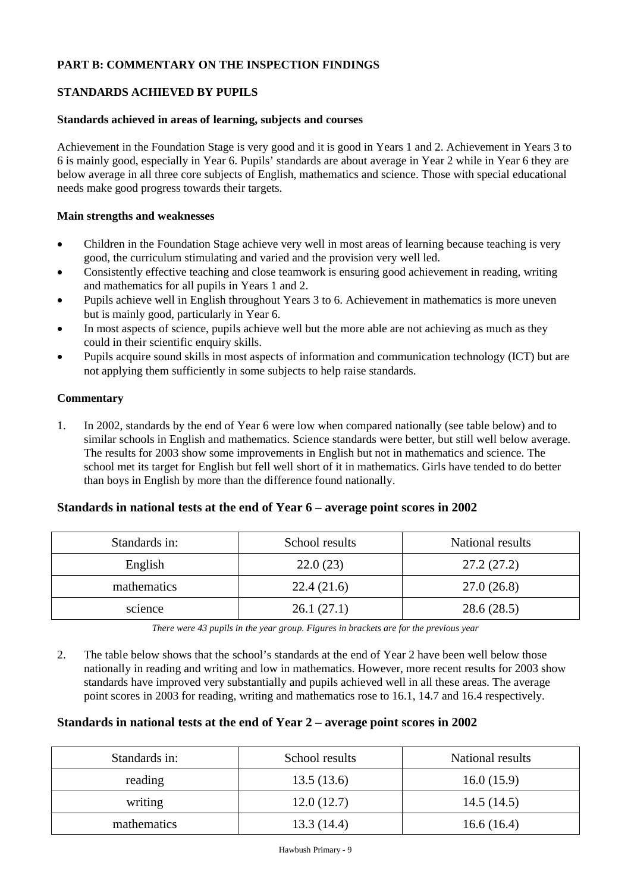**PART B: COMMENTARY ON THE INSPECTION FINDINGS**

**STANDARDS ACHIEVED BY PUPILS**

**Standards achieved in areas of learning, subjects and courses**

Achievement in the Foundation Stage is very good and it is good in Years 1 and 2. Achievement in Years 3 to 6 is mainly good, especially in Year 6. Pupils' standards are about average in Year 2 while in Year 6 they are below average in all three core subjects of English, mathematics and science. Those with special educational needs make good progress towards their targets.

**Main strengths and weaknesses**

- Children in the Foundation Stage achieve very well in most areas of learning because teaching is very good, the curriculum stimulating and varied and the provision very well led.
- Consistently effective teaching and close teamwork is ensuring good achievement in reading, writing and mathematics for all pupils in Years 1 and 2.
- Pupils achieve well in English throughout Years 3 to 6. Achievement in mathematics is more uneven but is mainly good, particularly in Year 6.
- In most aspects of science, pupils achieve well but the more able are not achieving as much as they could in their scientific enquiry skills.
- Pupils acquire sound skills in most aspects of information and communication technology (ICT) but are not applying them sufficiently in some subjects to help raise standards.

**Commentary**

1. In 2002, standards by the end of Year 6 were low when compared nationally (see table below) and to similar schools in English and mathematics. Science standards were better, but still well below average. The results for 2003 show some improvements in English but not in mathematics and science. The school met its target for English but fell well short of it in mathematics. Girls have tended to do better than boys in English by more than the difference found nationally.

### Standards in national tests at the end of Year 6 – average point scores in 2002

| Standards in: | School results | National results |
|---|---|---|
| English | 22.0 (23) | 27.2 (27.2) |
| mathematics | 22.4 (21.6) | 27.0 (26.8) |
| science | 26.1 (27.1) | 28.6 (28.5) |

*There were 43 pupils in the year group. Figures in brackets are for the previous year*

2. The table below shows that the school's standards at the end of Year 2 have been well below those nationally in reading and writing and low in mathematics. However, more recent results for 2003 show standards have improved very substantially and pupils achieved well in all these areas. The average point scores in 2003 for reading, writing and mathematics rose to 16.1, 14.7 and 16.4 respectively.

### Standards in national tests at the end of Year 2 – average point scores in 2002

| Standards in: | School results | National results |
|---|---|---|
| reading | 13.5 (13.6) | 16.0 (15.9) |
| writing | 12.0 (12.7) | 14.5 (14.5) |
| mathematics | 13.3 (14.4) | 16.6 (16.4) |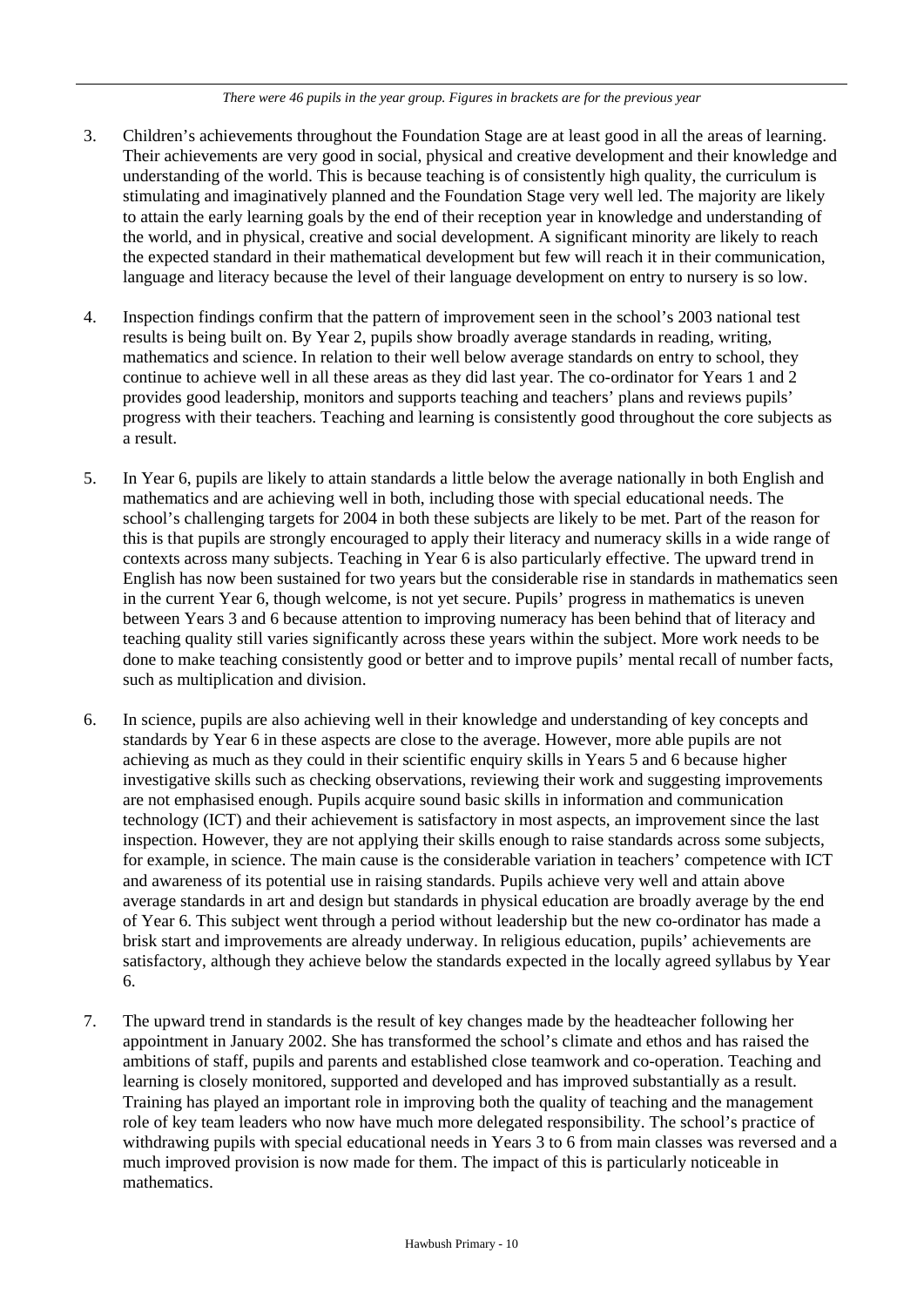*There were 46 pupils in the year group. Figures in brackets are for the previous year*

3. Children's achievements throughout the Foundation Stage are at least good in all the areas of learning. Their achievements are very good in social, physical and creative development and their knowledge and understanding of the world. This is because teaching is of consistently high quality, the curriculum is stimulating and imaginatively planned and the Foundation Stage very well led. The majority are likely to attain the early learning goals by the end of their reception year in knowledge and understanding of the world, and in physical, creative and social development. A significant minority are likely to reach the expected standard in their mathematical development but few will reach it in their communication, language and literacy because the level of their language development on entry to nursery is so low.

4. Inspection findings confirm that the pattern of improvement seen in the school's 2003 national test results is being built on. By Year 2, pupils show broadly average standards in reading, writing, mathematics and science. In relation to their well below average standards on entry to school, they continue to achieve well in all these areas as they did last year. The co-ordinator for Years 1 and 2 provides good leadership, monitors and supports teaching and teachers' plans and reviews pupils' progress with their teachers. Teaching and learning is consistently good throughout the core subjects as a result.

5. In Year 6, pupils are likely to attain standards a little below the average nationally in both English and mathematics and are achieving well in both, including those with special educational needs. The school's challenging targets for 2004 in both these subjects are likely to be met. Part of the reason for this is that pupils are strongly encouraged to apply their literacy and numeracy skills in a wide range of contexts across many subjects. Teaching in Year 6 is also particularly effective. The upward trend in English has now been sustained for two years but the considerable rise in standards in mathematics seen in the current Year 6, though welcome, is not yet secure. Pupils' progress in mathematics is uneven between Years 3 and 6 because attention to improving numeracy has been behind that of literacy and teaching quality still varies significantly across these years within the subject. More work needs to be done to make teaching consistently good or better and to improve pupils' mental recall of number facts, such as multiplication and division.

6. In science, pupils are also achieving well in their knowledge and understanding of key concepts and standards by Year 6 in these aspects are close to the average. However, more able pupils are not achieving as much as they could in their scientific enquiry skills in Years 5 and 6 because higher investigative skills such as checking observations, reviewing their work and suggesting improvements are not emphasised enough. Pupils acquire sound basic skills in information and communication technology (ICT) and their achievement is satisfactory in most aspects, an improvement since the last inspection. However, they are not applying their skills enough to raise standards across some subjects, for example, in science. The main cause is the considerable variation in teachers' competence with ICT and awareness of its potential use in raising standards. Pupils achieve very well and attain above average standards in art and design but standards in physical education are broadly average by the end of Year 6. This subject went through a period without leadership but the new co-ordinator has made a brisk start and improvements are already underway. In religious education, pupils' achievements are satisfactory, although they achieve below the standards expected in the locally agreed syllabus by Year 6.

7. The upward trend in standards is the result of key changes made by the headteacher following her appointment in January 2002. She has transformed the school's climate and ethos and has raised the ambitions of staff, pupils and parents and established close teamwork and co-operation. Teaching and learning is closely monitored, supported and developed and has improved substantially as a result. Training has played an important role in improving both the quality of teaching and the management role of key team leaders who now have much more delegated responsibility. The school's practice of withdrawing pupils with special educational needs in Years 3 to 6 from main classes was reversed and a much improved provision is now made for them. The impact of this is particularly noticeable in mathematics.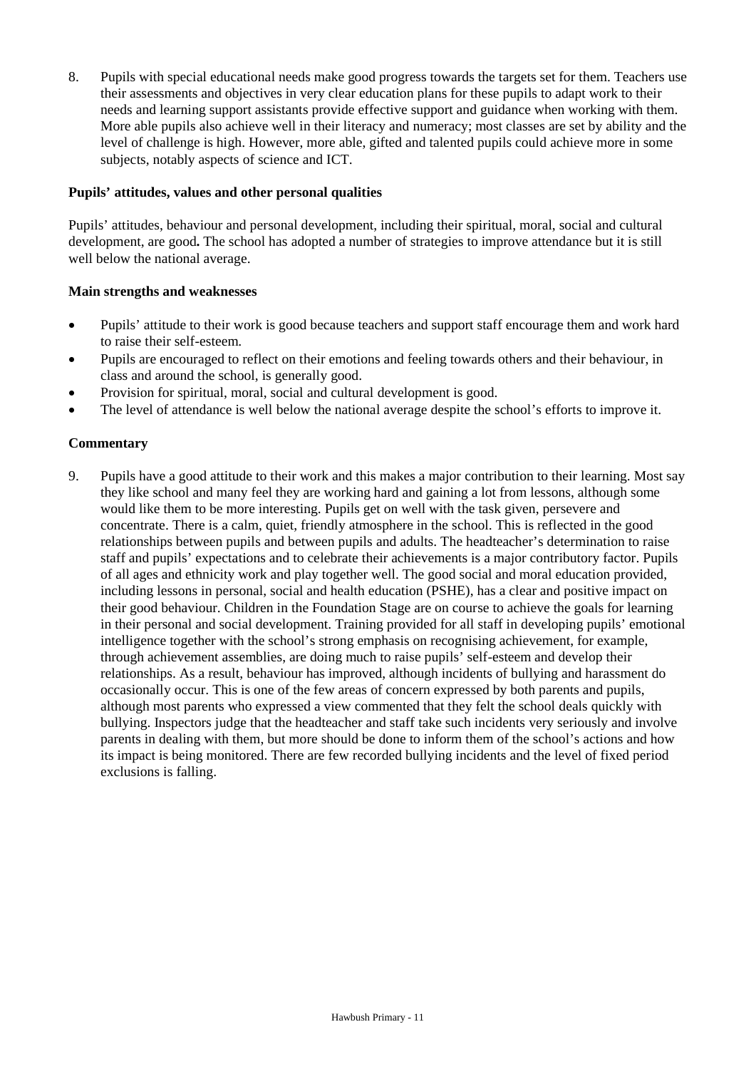8. Pupils with special educational needs make good progress towards the targets set for them. Teachers use their assessments and objectives in very clear education plans for these pupils to adapt work to their needs and learning support assistants provide effective support and guidance when working with them. More able pupils also achieve well in their literacy and numeracy; most classes are set by ability and the level of challenge is high. However, more able, gifted and talented pupils could achieve more in some subjects, notably aspects of science and ICT.

### Pupils' attitudes, values and other personal qualities

Pupils' attitudes, behaviour and personal development, including their spiritual, moral, social and cultural development, are good**.** The school has adopted a number of strategies to improve attendance but it is still well below the national average.

### Main strengths and weaknesses

- Pupils' attitude to their work is good because teachers and support staff encourage them and work hard to raise their self-esteem.
- Pupils are encouraged to reflect on their emotions and feeling towards others and their behaviour, in class and around the school, is generally good.
- Provision for spiritual, moral, social and cultural development is good.
- The level of attendance is well below the national average despite the school's efforts to improve it.

### Commentary

9. Pupils have a good attitude to their work and this makes a major contribution to their learning. Most say they like school and many feel they are working hard and gaining a lot from lessons, although some would like them to be more interesting. Pupils get on well with the task given, persevere and concentrate. There is a calm, quiet, friendly atmosphere in the school. This is reflected in the good relationships between pupils and between pupils and adults. The headteacher's determination to raise staff and pupils' expectations and to celebrate their achievements is a major contributory factor. Pupils of all ages and ethnicity work and play together well. The good social and moral education provided, including lessons in personal, social and health education (PSHE), has a clear and positive impact on their good behaviour. Children in the Foundation Stage are on course to achieve the goals for learning in their personal and social development. Training provided for all staff in developing pupils' emotional intelligence together with the school's strong emphasis on recognising achievement, for example, through achievement assemblies, are doing much to raise pupils' self-esteem and develop their relationships. As a result, behaviour has improved, although incidents of bullying and harassment do occasionally occur. This is one of the few areas of concern expressed by both parents and pupils, although most parents who expressed a view commented that they felt the school deals quickly with bullying. Inspectors judge that the headteacher and staff take such incidents very seriously and involve parents in dealing with them, but more should be done to inform them of the school's actions and how its impact is being monitored. There are few recorded bullying incidents and the level of fixed period exclusions is falling.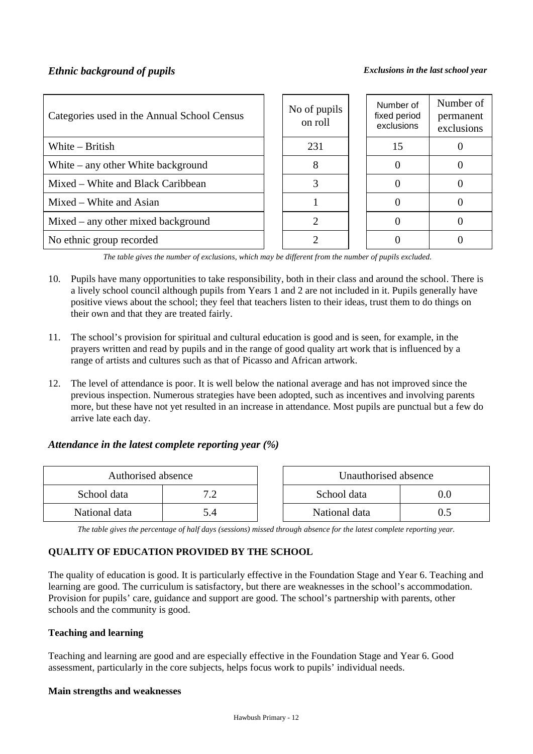### *Ethnic background of pupils*

***Exclusions in the last school year***

| Categories used in the Annual School Census | No of pupils on roll | Number of fixed period exclusions | Number of permanent exclusions |
|---|---|---|---|
| White – British | 231 | 15 | 0 |
| White – any other White background | 8 | 0 | 0 |
| Mixed – White and Black Caribbean | 3 | 0 | 0 |
| Mixed – White and Asian | 1 | 0 | 0 |
| Mixed – any other mixed background | 2 | 0 | 0 |
| No ethnic group recorded | 2 | 0 | 0 |

*The table gives the number of exclusions, which may be different from the number of pupils excluded.*

10. Pupils have many opportunities to take responsibility, both in their class and around the school. There is a lively school council although pupils from Years 1 and 2 are not included in it. Pupils generally have positive views about the school; they feel that teachers listen to their ideas, trust them to do things on their own and that they are treated fairly.

11. The school's provision for spiritual and cultural education is good and is seen, for example, in the prayers written and read by pupils and in the range of good quality art work that is influenced by a range of artists and cultures such as that of Picasso and African artwork.

12. The level of attendance is poor. It is well below the national average and has not improved since the previous inspection. Numerous strategies have been adopted, such as incentives and involving parents more, but these have not yet resulted in an increase in attendance. Most pupils are punctual but a few do arrive late each day.

### *Attendance in the latest complete reporting year (%)*

| Authorised absence | |
|---|---|
| School data | 7.2 |
| National data | 5.4 |

| Unauthorised absence | |
|---|---|
| School data | 0.0 |
| National data | 0.5 |

*The table gives the percentage of half days (sessions) missed through absence for the latest complete reporting year.*

## QUALITY OF EDUCATION PROVIDED BY THE SCHOOL

The quality of education is good. It is particularly effective in the Foundation Stage and Year 6. Teaching and learning are good. The curriculum is satisfactory, but there are weaknesses in the school's accommodation. Provision for pupils' care, guidance and support are good. The school's partnership with parents, other schools and the community is good.

### Teaching and learning

Teaching and learning are good and are especially effective in the Foundation Stage and Year 6. Good assessment, particularly in the core subjects, helps focus work to pupils' individual needs.

#### Main strengths and weaknesses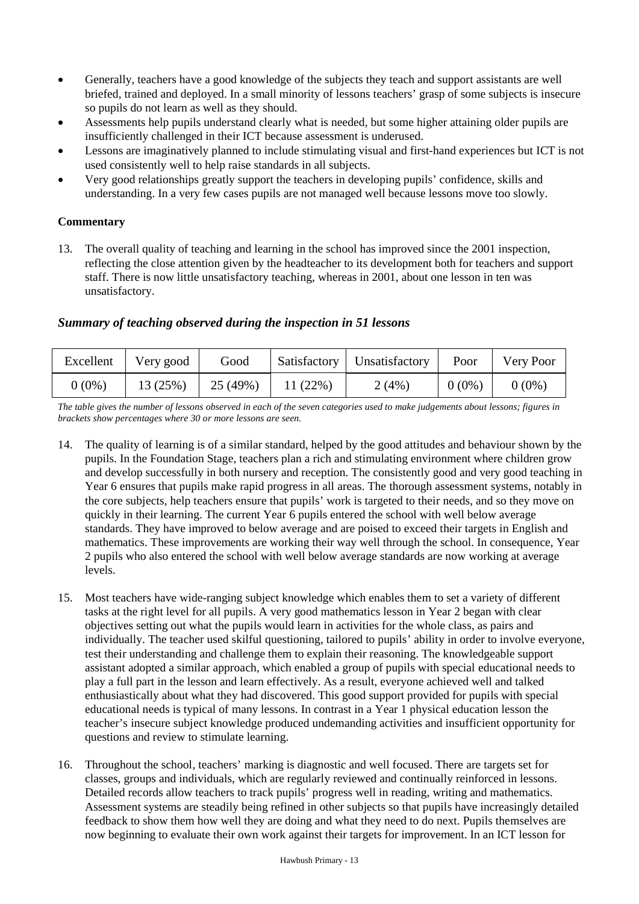- Generally, teachers have a good knowledge of the subjects they teach and support assistants are well briefed, trained and deployed. In a small minority of lessons teachers' grasp of some subjects is insecure so pupils do not learn as well as they should.
- Assessments help pupils understand clearly what is needed, but some higher attaining older pupils are insufficiently challenged in their ICT because assessment is underused.
- Lessons are imaginatively planned to include stimulating visual and first-hand experiences but ICT is not used consistently well to help raise standards in all subjects.
- Very good relationships greatly support the teachers in developing pupils' confidence, skills and understanding. In a very few cases pupils are not managed well because lessons move too slowly.

**Commentary**

13. The overall quality of teaching and learning in the school has improved since the 2001 inspection, reflecting the close attention given by the headteacher to its development both for teachers and support staff. There is now little unsatisfactory teaching, whereas in 2001, about one lesson in ten was unsatisfactory.

### *Summary of teaching observed during the inspection in 51 lessons*

| Excellent | Very good | Good | Satisfactory | Unsatisfactory | Poor | Very Poor |
|---|---|---|---|---|---|---|
| 0 (0%) | 13 (25%) | 25 (49%) | 11 (22%) | 2 (4%) | 0 (0%) | 0 (0%) |

*The table gives the number of lessons observed in each of the seven categories used to make judgements about lessons; figures in brackets show percentages where 30 or more lessons are seen.*

14. The quality of learning is of a similar standard, helped by the good attitudes and behaviour shown by the pupils. In the Foundation Stage, teachers plan a rich and stimulating environment where children grow and develop successfully in both nursery and reception. The consistently good and very good teaching in Year 6 ensures that pupils make rapid progress in all areas. The thorough assessment systems, notably in the core subjects, help teachers ensure that pupils' work is targeted to their needs, and so they move on quickly in their learning. The current Year 6 pupils entered the school with well below average standards. They have improved to below average and are poised to exceed their targets in English and mathematics. These improvements are working their way well through the school. In consequence, Year 2 pupils who also entered the school with well below average standards are now working at average levels.

15. Most teachers have wide-ranging subject knowledge which enables them to set a variety of different tasks at the right level for all pupils. A very good mathematics lesson in Year 2 began with clear objectives setting out what the pupils would learn in activities for the whole class, as pairs and individually. The teacher used skilful questioning, tailored to pupils' ability in order to involve everyone, test their understanding and challenge them to explain their reasoning. The knowledgeable support assistant adopted a similar approach, which enabled a group of pupils with special educational needs to play a full part in the lesson and learn effectively. As a result, everyone achieved well and talked enthusiastically about what they had discovered. This good support provided for pupils with special educational needs is typical of many lessons. In contrast in a Year 1 physical education lesson the teacher's insecure subject knowledge produced undemanding activities and insufficient opportunity for questions and review to stimulate learning.

16. Throughout the school, teachers' marking is diagnostic and well focused. There are targets set for classes, groups and individuals, which are regularly reviewed and continually reinforced in lessons. Detailed records allow teachers to track pupils' progress well in reading, writing and mathematics. Assessment systems are steadily being refined in other subjects so that pupils have increasingly detailed feedback to show them how well they are doing and what they need to do next. Pupils themselves are now beginning to evaluate their own work against their targets for improvement. In an ICT lesson for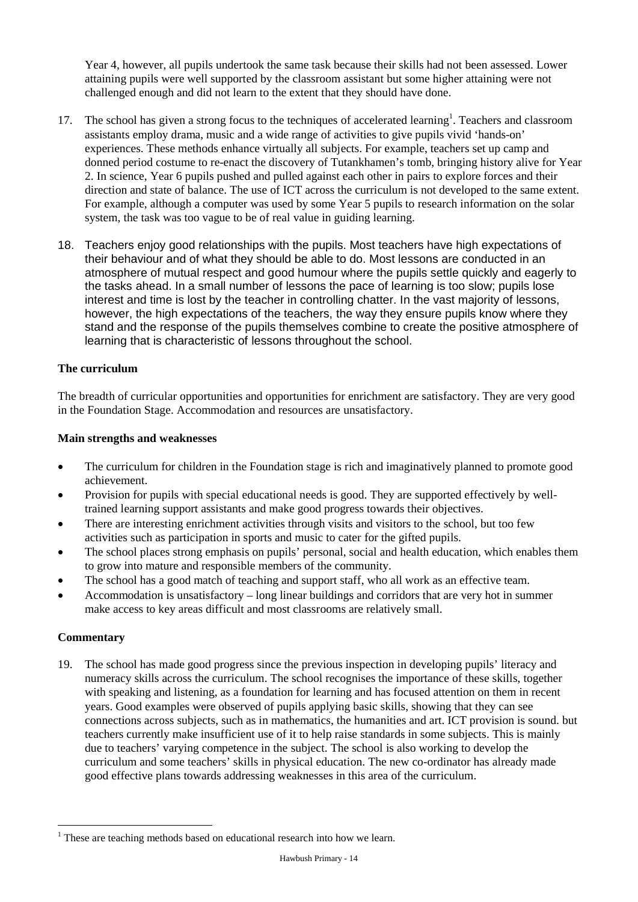Year 4, however, all pupils undertook the same task because their skills had not been assessed. Lower attaining pupils were well supported by the classroom assistant but some higher attaining were not challenged enough and did not learn to the extent that they should have done.

17. The school has given a strong focus to the techniques of accelerated learning[1]. Teachers and classroom assistants employ drama, music and a wide range of activities to give pupils vivid 'hands-on' experiences. These methods enhance virtually all subjects. For example, teachers set up camp and donned period costume to re-enact the discovery of Tutankhamen's tomb, bringing history alive for Year 2. In science, Year 6 pupils pushed and pulled against each other in pairs to explore forces and their direction and state of balance. The use of ICT across the curriculum is not developed to the same extent. For example, although a computer was used by some Year 5 pupils to research information on the solar system, the task was too vague to be of real value in guiding learning.

18. Teachers enjoy good relationships with the pupils. Most teachers have high expectations of their behaviour and of what they should be able to do. Most lessons are conducted in an atmosphere of mutual respect and good humour where the pupils settle quickly and eagerly to the tasks ahead. In a small number of lessons the pace of learning is too slow; pupils lose interest and time is lost by the teacher in controlling chatter. In the vast majority of lessons, however, the high expectations of the teachers, the way they ensure pupils know where they stand and the response of the pupils themselves combine to create the positive atmosphere of learning that is characteristic of lessons throughout the school.

**The curriculum**

The breadth of curricular opportunities and opportunities for enrichment are satisfactory. They are very good in the Foundation Stage. Accommodation and resources are unsatisfactory.

**Main strengths and weaknesses**

- The curriculum for children in the Foundation stage is rich and imaginatively planned to promote good achievement.
- Provision for pupils with special educational needs is good. They are supported effectively by well-trained learning support assistants and make good progress towards their objectives.
- There are interesting enrichment activities through visits and visitors to the school, but too few activities such as participation in sports and music to cater for the gifted pupils.
- The school places strong emphasis on pupils' personal, social and health education, which enables them to grow into mature and responsible members of the community.
- The school has a good match of teaching and support staff, who all work as an effective team.
- Accommodation is unsatisfactory – long linear buildings and corridors that are very hot in summer make access to key areas difficult and most classrooms are relatively small.

**Commentary**

19. The school has made good progress since the previous inspection in developing pupils' literacy and numeracy skills across the curriculum. The school recognises the importance of these skills, together with speaking and listening, as a foundation for learning and has focused attention on them in recent years. Good examples were observed of pupils applying basic skills, showing that they can see connections across subjects, such as in mathematics, the humanities and art. ICT provision is sound. but teachers currently make insufficient use of it to help raise standards in some subjects. This is mainly due to teachers' varying competence in the subject. The school is also working to develop the curriculum and some teachers' skills in physical education. The new co-ordinator has already made good effective plans towards addressing weaknesses in this area of the curriculum.

[1] These are teaching methods based on educational research into how we learn.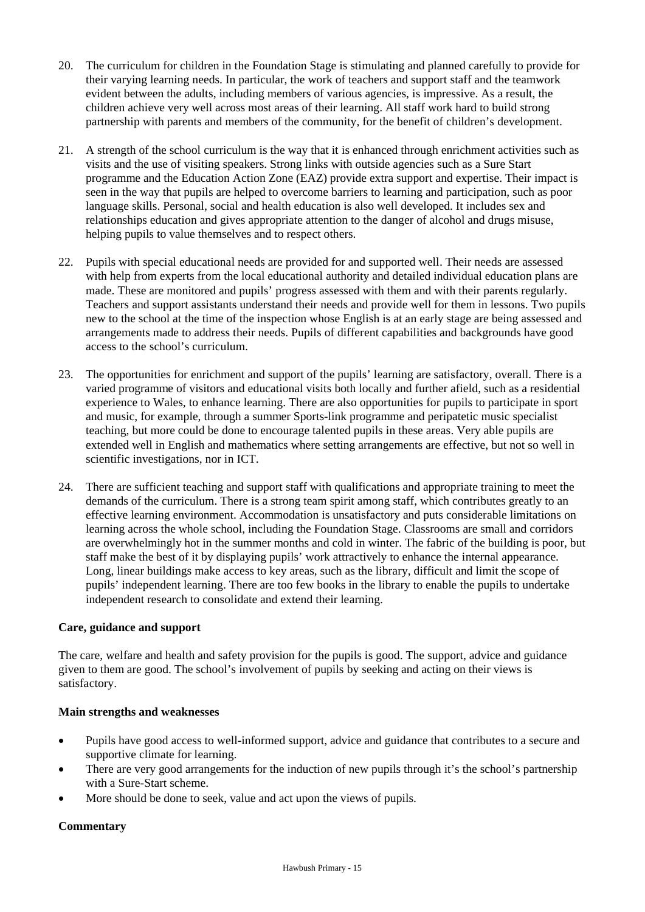20. The curriculum for children in the Foundation Stage is stimulating and planned carefully to provide for their varying learning needs. In particular, the work of teachers and support staff and the teamwork evident between the adults, including members of various agencies, is impressive. As a result, the children achieve very well across most areas of their learning. All staff work hard to build strong partnership with parents and members of the community, for the benefit of children's development.

21. A strength of the school curriculum is the way that it is enhanced through enrichment activities such as visits and the use of visiting speakers. Strong links with outside agencies such as a Sure Start programme and the Education Action Zone (EAZ) provide extra support and expertise. Their impact is seen in the way that pupils are helped to overcome barriers to learning and participation, such as poor language skills. Personal, social and health education is also well developed. It includes sex and relationships education and gives appropriate attention to the danger of alcohol and drugs misuse, helping pupils to value themselves and to respect others.

22. Pupils with special educational needs are provided for and supported well. Their needs are assessed with help from experts from the local educational authority and detailed individual education plans are made. These are monitored and pupils' progress assessed with them and with their parents regularly. Teachers and support assistants understand their needs and provide well for them in lessons. Two pupils new to the school at the time of the inspection whose English is at an early stage are being assessed and arrangements made to address their needs. Pupils of different capabilities and backgrounds have good access to the school's curriculum.

23. The opportunities for enrichment and support of the pupils' learning are satisfactory, overall. There is a varied programme of visitors and educational visits both locally and further afield, such as a residential experience to Wales, to enhance learning. There are also opportunities for pupils to participate in sport and music, for example, through a summer Sports-link programme and peripatetic music specialist teaching, but more could be done to encourage talented pupils in these areas. Very able pupils are extended well in English and mathematics where setting arrangements are effective, but not so well in scientific investigations, nor in ICT.

24. There are sufficient teaching and support staff with qualifications and appropriate training to meet the demands of the curriculum. There is a strong team spirit among staff, which contributes greatly to an effective learning environment. Accommodation is unsatisfactory and puts considerable limitations on learning across the whole school, including the Foundation Stage. Classrooms are small and corridors are overwhelmingly hot in the summer months and cold in winter. The fabric of the building is poor, but staff make the best of it by displaying pupils' work attractively to enhance the internal appearance. Long, linear buildings make access to key areas, such as the library, difficult and limit the scope of pupils' independent learning. There are too few books in the library to enable the pupils to undertake independent research to consolidate and extend their learning.

### Care, guidance and support

The care, welfare and health and safety provision for the pupils is good. The support, advice and guidance given to them are good. The school's involvement of pupils by seeking and acting on their views is satisfactory.

#### Main strengths and weaknesses

- Pupils have good access to well-informed support, advice and guidance that contributes to a secure and supportive climate for learning.
- There are very good arrangements for the induction of new pupils through it's the school's partnership with a Sure-Start scheme.
- More should be done to seek, value and act upon the views of pupils.

#### Commentary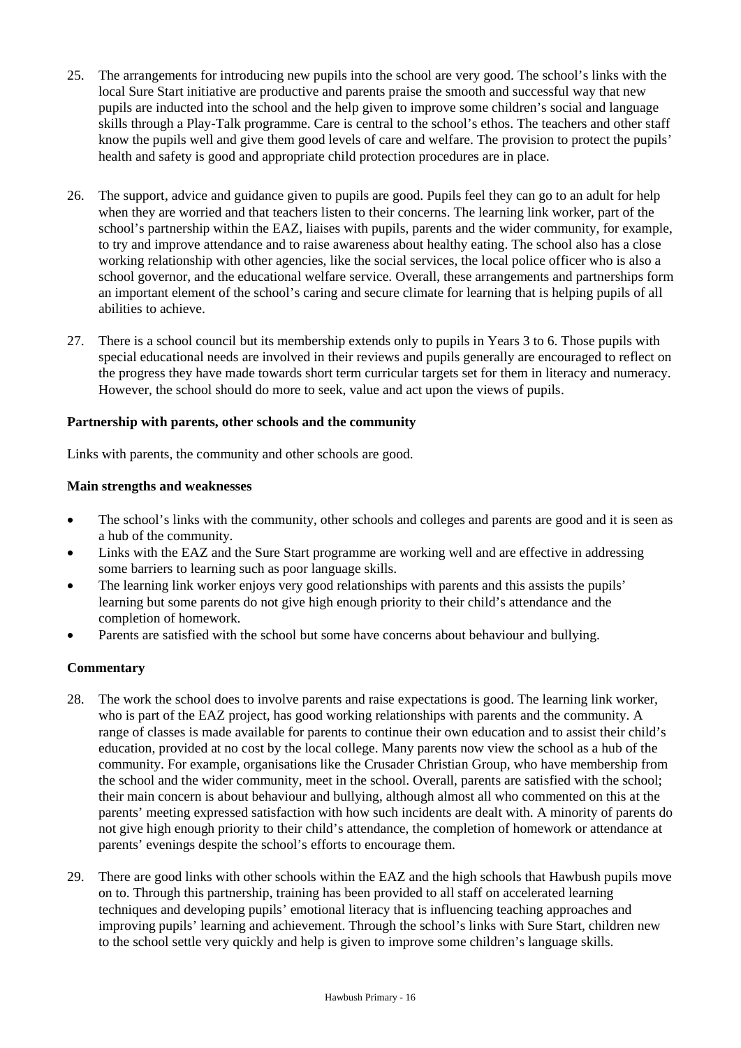25. The arrangements for introducing new pupils into the school are very good. The school's links with the local Sure Start initiative are productive and parents praise the smooth and successful way that new pupils are inducted into the school and the help given to improve some children's social and language skills through a Play-Talk programme. Care is central to the school's ethos. The teachers and other staff know the pupils well and give them good levels of care and welfare. The provision to protect the pupils' health and safety is good and appropriate child protection procedures are in place.

26. The support, advice and guidance given to pupils are good. Pupils feel they can go to an adult for help when they are worried and that teachers listen to their concerns. The learning link worker, part of the school's partnership within the EAZ, liaises with pupils, parents and the wider community, for example, to try and improve attendance and to raise awareness about healthy eating. The school also has a close working relationship with other agencies, like the social services, the local police officer who is also a school governor, and the educational welfare service. Overall, these arrangements and partnerships form an important element of the school's caring and secure climate for learning that is helping pupils of all abilities to achieve.

27. There is a school council but its membership extends only to pupils in Years 3 to 6. Those pupils with special educational needs are involved in their reviews and pupils generally are encouraged to reflect on the progress they have made towards short term curricular targets set for them in literacy and numeracy. However, the school should do more to seek, value and act upon the views of pupils.

**Partnership with parents, other schools and the community**

Links with parents, the community and other schools are good.

**Main strengths and weaknesses**

- The school's links with the community, other schools and colleges and parents are good and it is seen as a hub of the community.
- Links with the EAZ and the Sure Start programme are working well and are effective in addressing some barriers to learning such as poor language skills.
- The learning link worker enjoys very good relationships with parents and this assists the pupils' learning but some parents do not give high enough priority to their child's attendance and the completion of homework.
- Parents are satisfied with the school but some have concerns about behaviour and bullying.

**Commentary**

28. The work the school does to involve parents and raise expectations is good. The learning link worker, who is part of the EAZ project, has good working relationships with parents and the community. A range of classes is made available for parents to continue their own education and to assist their child's education, provided at no cost by the local college. Many parents now view the school as a hub of the community. For example, organisations like the Crusader Christian Group, who have membership from the school and the wider community, meet in the school. Overall, parents are satisfied with the school; their main concern is about behaviour and bullying, although almost all who commented on this at the parents' meeting expressed satisfaction with how such incidents are dealt with. A minority of parents do not give high enough priority to their child's attendance, the completion of homework or attendance at parents' evenings despite the school's efforts to encourage them.

29. There are good links with other schools within the EAZ and the high schools that Hawbush pupils move on to. Through this partnership, training has been provided to all staff on accelerated learning techniques and developing pupils' emotional literacy that is influencing teaching approaches and improving pupils' learning and achievement. Through the school's links with Sure Start, children new to the school settle very quickly and help is given to improve some children's language skills.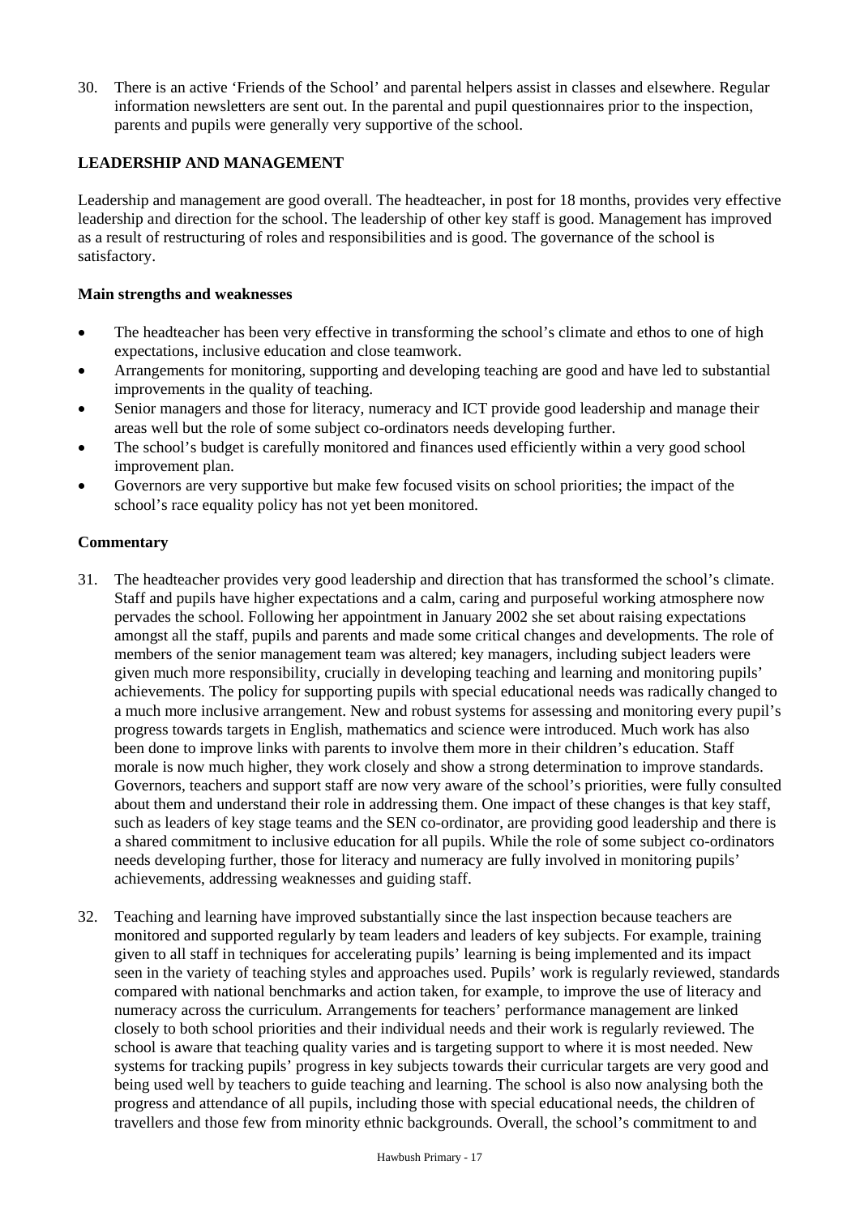30. There is an active 'Friends of the School' and parental helpers assist in classes and elsewhere. Regular information newsletters are sent out. In the parental and pupil questionnaires prior to the inspection, parents and pupils were generally very supportive of the school.

## LEADERSHIP AND MANAGEMENT

Leadership and management are good overall. The headteacher, in post for 18 months, provides very effective leadership and direction for the school. The leadership of other key staff is good. Management has improved as a result of restructuring of roles and responsibilities and is good. The governance of the school is satisfactory.

### Main strengths and weaknesses

- The headteacher has been very effective in transforming the school's climate and ethos to one of high expectations, inclusive education and close teamwork.
- Arrangements for monitoring, supporting and developing teaching are good and have led to substantial improvements in the quality of teaching.
- Senior managers and those for literacy, numeracy and ICT provide good leadership and manage their areas well but the role of some subject co-ordinators needs developing further.
- The school's budget is carefully monitored and finances used efficiently within a very good school improvement plan.
- Governors are very supportive but make few focused visits on school priorities; the impact of the school's race equality policy has not yet been monitored.

### Commentary

31. The headteacher provides very good leadership and direction that has transformed the school's climate. Staff and pupils have higher expectations and a calm, caring and purposeful working atmosphere now pervades the school. Following her appointment in January 2002 she set about raising expectations amongst all the staff, pupils and parents and made some critical changes and developments. The role of members of the senior management team was altered; key managers, including subject leaders were given much more responsibility, crucially in developing teaching and learning and monitoring pupils' achievements. The policy for supporting pupils with special educational needs was radically changed to a much more inclusive arrangement. New and robust systems for assessing and monitoring every pupil's progress towards targets in English, mathematics and science were introduced. Much work has also been done to improve links with parents to involve them more in their children's education. Staff morale is now much higher, they work closely and show a strong determination to improve standards. Governors, teachers and support staff are now very aware of the school's priorities, were fully consulted about them and understand their role in addressing them. One impact of these changes is that key staff, such as leaders of key stage teams and the SEN co-ordinator, are providing good leadership and there is a shared commitment to inclusive education for all pupils. While the role of some subject co-ordinators needs developing further, those for literacy and numeracy are fully involved in monitoring pupils' achievements, addressing weaknesses and guiding staff.

32. Teaching and learning have improved substantially since the last inspection because teachers are monitored and supported regularly by team leaders and leaders of key subjects. For example, training given to all staff in techniques for accelerating pupils' learning is being implemented and its impact seen in the variety of teaching styles and approaches used. Pupils' work is regularly reviewed, standards compared with national benchmarks and action taken, for example, to improve the use of literacy and numeracy across the curriculum. Arrangements for teachers' performance management are linked closely to both school priorities and their individual needs and their work is regularly reviewed. The school is aware that teaching quality varies and is targeting support to where it is most needed. New systems for tracking pupils' progress in key subjects towards their curricular targets are very good and being used well by teachers to guide teaching and learning. The school is also now analysing both the progress and attendance of all pupils, including those with special educational needs, the children of travellers and those few from minority ethnic backgrounds. Overall, the school's commitment to and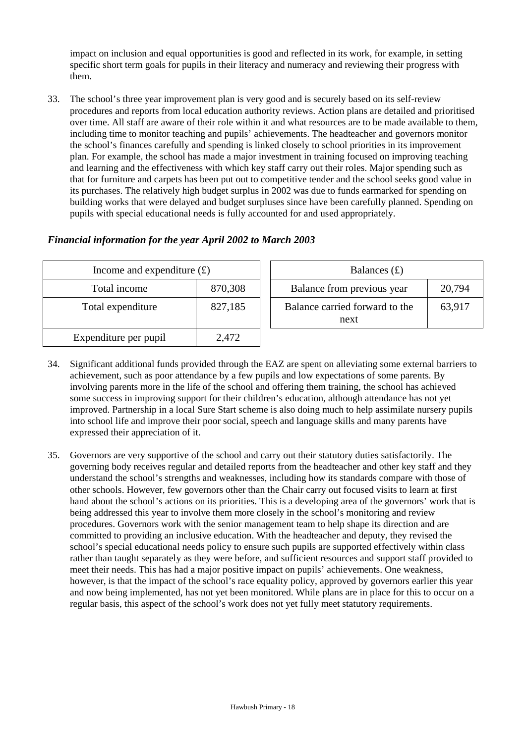impact on inclusion and equal opportunities is good and reflected in its work, for example, in setting specific short term goals for pupils in their literacy and numeracy and reviewing their progress with them.

33. The school's three year improvement plan is very good and is securely based on its self-review procedures and reports from local education authority reviews. Action plans are detailed and prioritised over time. All staff are aware of their role within it and what resources are to be made available to them, including time to monitor teaching and pupils' achievements. The headteacher and governors monitor the school's finances carefully and spending is linked closely to school priorities in its improvement plan. For example, the school has made a major investment in training focused on improving teaching and learning and the effectiveness with which key staff carry out their roles. Major spending such as that for furniture and carpets has been put out to competitive tender and the school seeks good value in its purchases. The relatively high budget surplus in 2002 was due to funds earmarked for spending on building works that were delayed and budget surpluses since have been carefully planned. Spending on pupils with special educational needs is fully accounted for and used appropriately.

### *Financial information for the year April 2002 to March 2003*

| Income and expenditure (£) | |
|---|---|
| Total income | 870,308 |
| Total expenditure | 827,185 |
| Expenditure per pupil | 2,472 |

| Balances (£) | |
|---|---|
| Balance from previous year | 20,794 |
| Balance carried forward to the next | 63,917 |

34. Significant additional funds provided through the EAZ are spent on alleviating some external barriers to achievement, such as poor attendance by a few pupils and low expectations of some parents. By involving parents more in the life of the school and offering them training, the school has achieved some success in improving support for their children's education, although attendance has not yet improved. Partnership in a local Sure Start scheme is also doing much to help assimilate nursery pupils into school life and improve their poor social, speech and language skills and many parents have expressed their appreciation of it.

35. Governors are very supportive of the school and carry out their statutory duties satisfactorily. The governing body receives regular and detailed reports from the headteacher and other key staff and they understand the school's strengths and weaknesses, including how its standards compare with those of other schools. However, few governors other than the Chair carry out focused visits to learn at first hand about the school's actions on its priorities. This is a developing area of the governors' work that is being addressed this year to involve them more closely in the school's monitoring and review procedures. Governors work with the senior management team to help shape its direction and are committed to providing an inclusive education. With the headteacher and deputy, they revised the school's special educational needs policy to ensure such pupils are supported effectively within class rather than taught separately as they were before, and sufficient resources and support staff provided to meet their needs. This has had a major positive impact on pupils' achievements. One weakness, however, is that the impact of the school's race equality policy, approved by governors earlier this year and now being implemented, has not yet been monitored. While plans are in place for this to occur on a regular basis, this aspect of the school's work does not yet fully meet statutory requirements.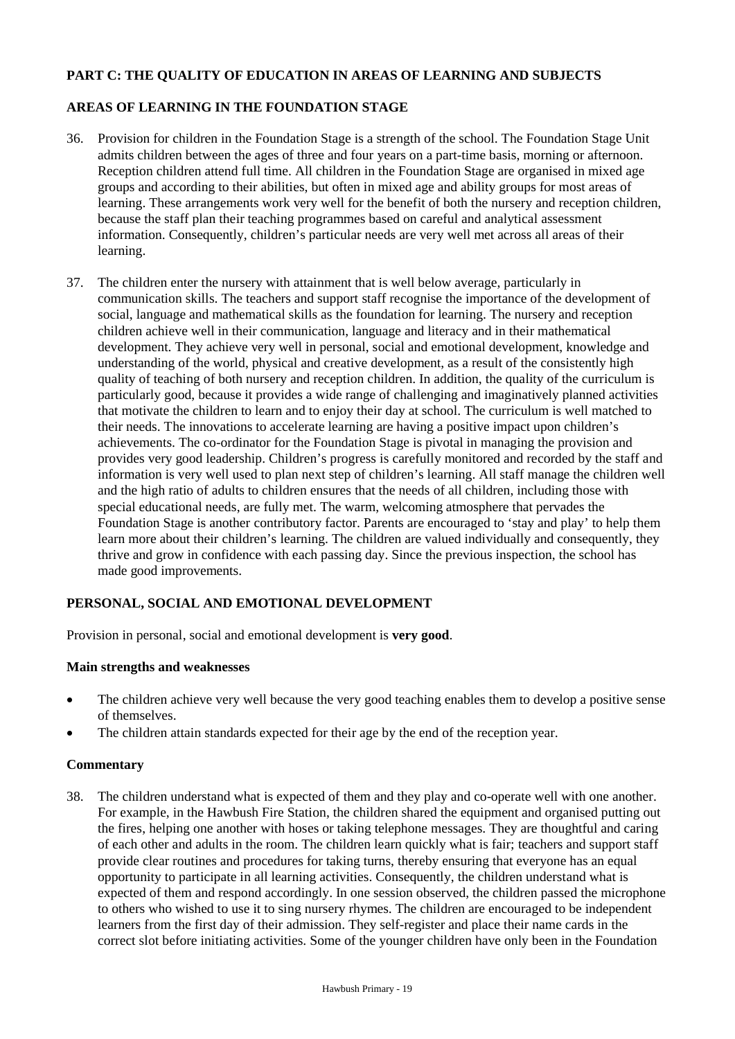## PART C: THE QUALITY OF EDUCATION IN AREAS OF LEARNING AND SUBJECTS

### AREAS OF LEARNING IN THE FOUNDATION STAGE

36. Provision for children in the Foundation Stage is a strength of the school. The Foundation Stage Unit admits children between the ages of three and four years on a part-time basis, morning or afternoon. Reception children attend full time. All children in the Foundation Stage are organised in mixed age groups and according to their abilities, but often in mixed age and ability groups for most areas of learning. These arrangements work very well for the benefit of both the nursery and reception children, because the staff plan their teaching programmes based on careful and analytical assessment information. Consequently, children's particular needs are very well met across all areas of their learning.

37. The children enter the nursery with attainment that is well below average, particularly in communication skills. The teachers and support staff recognise the importance of the development of social, language and mathematical skills as the foundation for learning. The nursery and reception children achieve well in their communication, language and literacy and in their mathematical development. They achieve very well in personal, social and emotional development, knowledge and understanding of the world, physical and creative development, as a result of the consistently high quality of teaching of both nursery and reception children. In addition, the quality of the curriculum is particularly good, because it provides a wide range of challenging and imaginatively planned activities that motivate the children to learn and to enjoy their day at school. The curriculum is well matched to their needs. The innovations to accelerate learning are having a positive impact upon children's achievements. The co-ordinator for the Foundation Stage is pivotal in managing the provision and provides very good leadership. Children's progress is carefully monitored and recorded by the staff and information is very well used to plan next step of children's learning. All staff manage the children well and the high ratio of adults to children ensures that the needs of all children, including those with special educational needs, are fully met. The warm, welcoming atmosphere that pervades the Foundation Stage is another contributory factor. Parents are encouraged to 'stay and play' to help them learn more about their children's learning. The children are valued individually and consequently, they thrive and grow in confidence with each passing day. Since the previous inspection, the school has made good improvements.

### PERSONAL, SOCIAL AND EMOTIONAL DEVELOPMENT

Provision in personal, social and emotional development is **very good**.

#### Main strengths and weaknesses

- The children achieve very well because the very good teaching enables them to develop a positive sense of themselves.
- The children attain standards expected for their age by the end of the reception year.

#### Commentary

38. The children understand what is expected of them and they play and co-operate well with one another. For example, in the Hawbush Fire Station, the children shared the equipment and organised putting out the fires, helping one another with hoses or taking telephone messages. They are thoughtful and caring of each other and adults in the room. The children learn quickly what is fair; teachers and support staff provide clear routines and procedures for taking turns, thereby ensuring that everyone has an equal opportunity to participate in all learning activities. Consequently, the children understand what is expected of them and respond accordingly. In one session observed, the children passed the microphone to others who wished to use it to sing nursery rhymes. The children are encouraged to be independent learners from the first day of their admission. They self-register and place their name cards in the correct slot before initiating activities. Some of the younger children have only been in the Foundation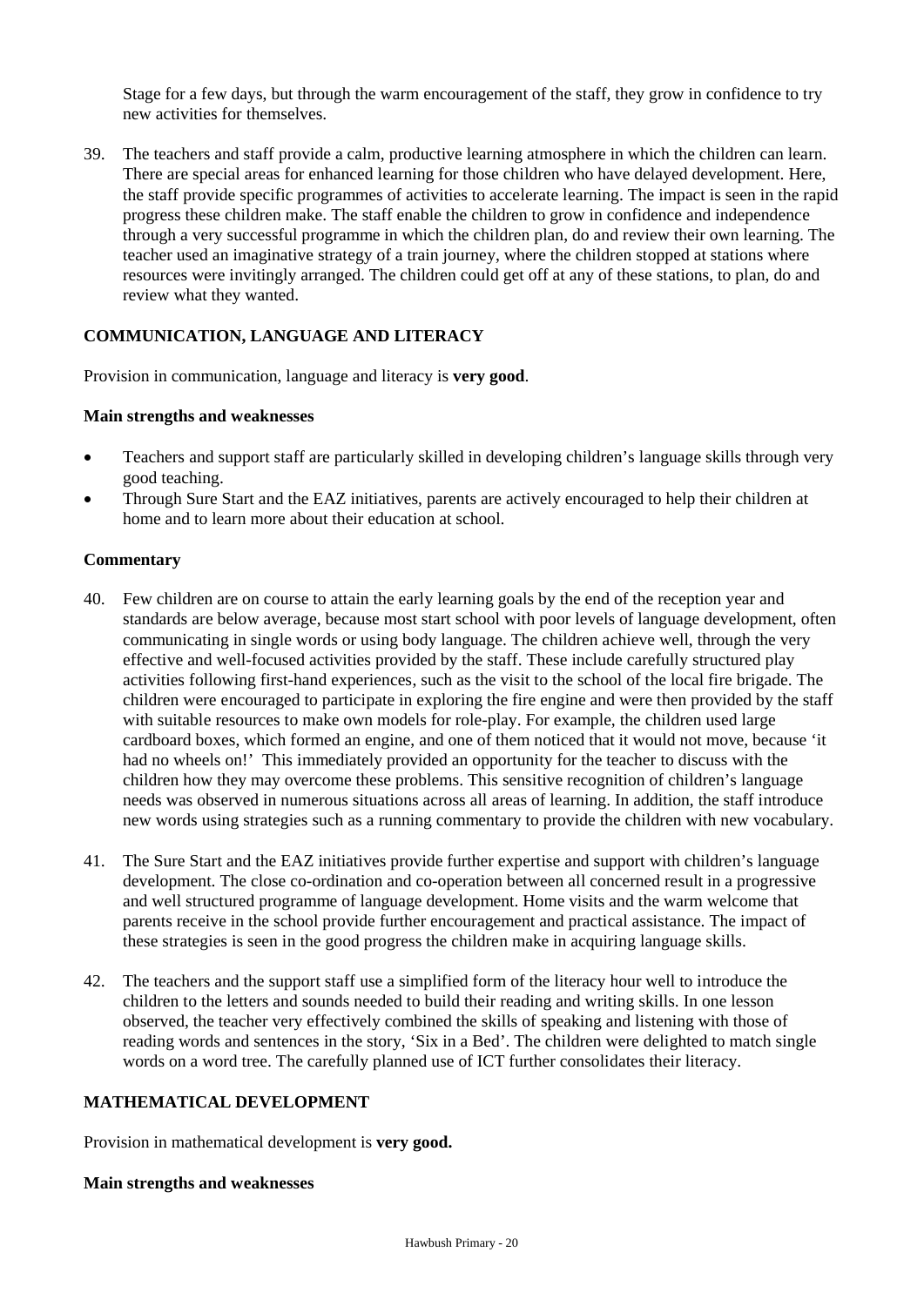Stage for a few days, but through the warm encouragement of the staff, they grow in confidence to try new activities for themselves.

39. The teachers and staff provide a calm, productive learning atmosphere in which the children can learn. There are special areas for enhanced learning for those children who have delayed development. Here, the staff provide specific programmes of activities to accelerate learning. The impact is seen in the rapid progress these children make. The staff enable the children to grow in confidence and independence through a very successful programme in which the children plan, do and review their own learning. The teacher used an imaginative strategy of a train journey, where the children stopped at stations where resources were invitingly arranged. The children could get off at any of these stations, to plan, do and review what they wanted.

## COMMUNICATION, LANGUAGE AND LITERACY

Provision in communication, language and literacy is **very good**.

### Main strengths and weaknesses

- Teachers and support staff are particularly skilled in developing children's language skills through very good teaching.
- Through Sure Start and the EAZ initiatives, parents are actively encouraged to help their children at home and to learn more about their education at school.

### Commentary

40. Few children are on course to attain the early learning goals by the end of the reception year and standards are below average, because most start school with poor levels of language development, often communicating in single words or using body language. The children achieve well, through the very effective and well-focused activities provided by the staff. These include carefully structured play activities following first-hand experiences, such as the visit to the school of the local fire brigade. The children were encouraged to participate in exploring the fire engine and were then provided by the staff with suitable resources to make own models for role-play. For example, the children used large cardboard boxes, which formed an engine, and one of them noticed that it would not move, because 'it had no wheels on!' This immediately provided an opportunity for the teacher to discuss with the children how they may overcome these problems. This sensitive recognition of children's language needs was observed in numerous situations across all areas of learning. In addition, the staff introduce new words using strategies such as a running commentary to provide the children with new vocabulary.

41. The Sure Start and the EAZ initiatives provide further expertise and support with children's language development. The close co-ordination and co-operation between all concerned result in a progressive and well structured programme of language development. Home visits and the warm welcome that parents receive in the school provide further encouragement and practical assistance. The impact of these strategies is seen in the good progress the children make in acquiring language skills.

42. The teachers and the support staff use a simplified form of the literacy hour well to introduce the children to the letters and sounds needed to build their reading and writing skills. In one lesson observed, the teacher very effectively combined the skills of speaking and listening with those of reading words and sentences in the story, 'Six in a Bed'. The children were delighted to match single words on a word tree. The carefully planned use of ICT further consolidates their literacy.

## MATHEMATICAL DEVELOPMENT

Provision in mathematical development is **very good.**

### Main strengths and weaknesses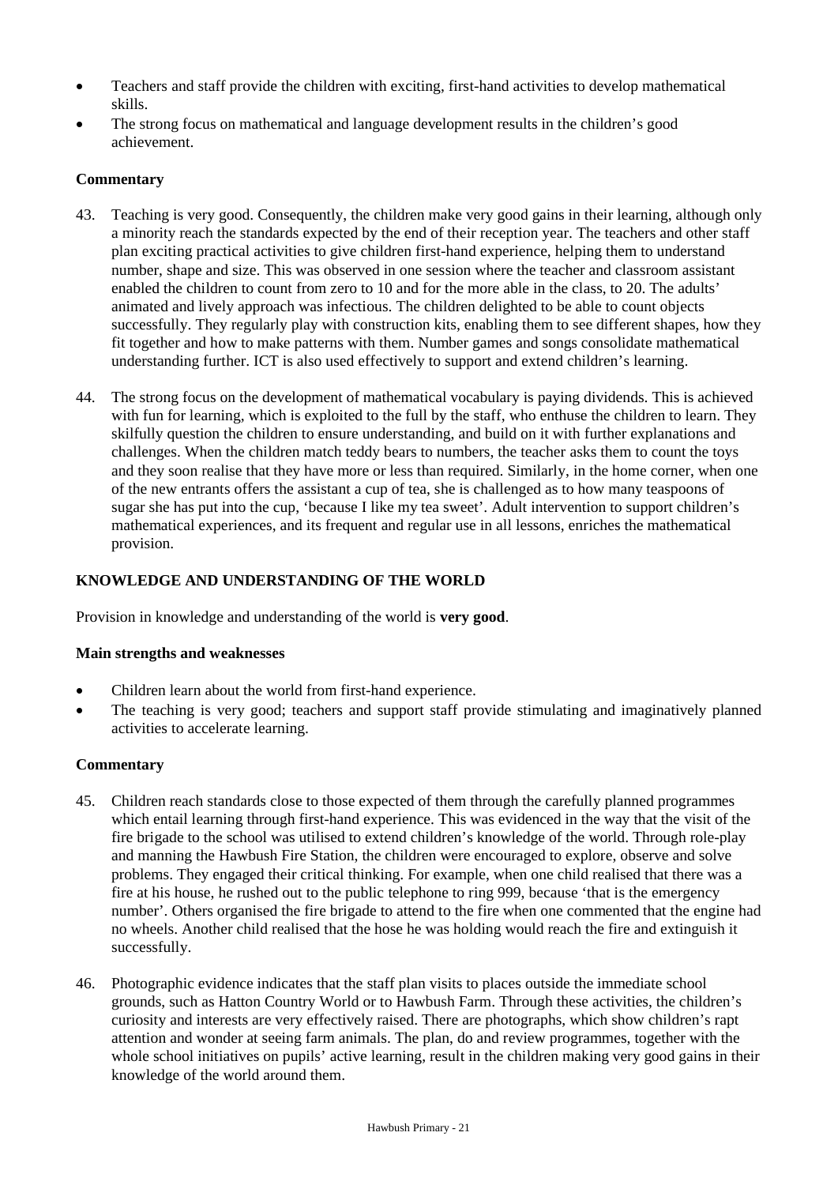- Teachers and staff provide the children with exciting, first-hand activities to develop mathematical skills.
- The strong focus on mathematical and language development results in the children's good achievement.

**Commentary**

43. Teaching is very good. Consequently, the children make very good gains in their learning, although only a minority reach the standards expected by the end of their reception year. The teachers and other staff plan exciting practical activities to give children first-hand experience, helping them to understand number, shape and size. This was observed in one session where the teacher and classroom assistant enabled the children to count from zero to 10 and for the more able in the class, to 20. The adults' animated and lively approach was infectious. The children delighted to be able to count objects successfully. They regularly play with construction kits, enabling them to see different shapes, how they fit together and how to make patterns with them. Number games and songs consolidate mathematical understanding further. ICT is also used effectively to support and extend children's learning.

44. The strong focus on the development of mathematical vocabulary is paying dividends. This is achieved with fun for learning, which is exploited to the full by the staff, who enthuse the children to learn. They skilfully question the children to ensure understanding, and build on it with further explanations and challenges. When the children match teddy bears to numbers, the teacher asks them to count the toys and they soon realise that they have more or less than required. Similarly, in the home corner, when one of the new entrants offers the assistant a cup of tea, she is challenged as to how many teaspoons of sugar she has put into the cup, 'because I like my tea sweet'. Adult intervention to support children's mathematical experiences, and its frequent and regular use in all lessons, enriches the mathematical provision.

### KNOWLEDGE AND UNDERSTANDING OF THE WORLD

Provision in knowledge and understanding of the world is **very good**.

**Main strengths and weaknesses**

- Children learn about the world from first-hand experience.
- The teaching is very good; teachers and support staff provide stimulating and imaginatively planned activities to accelerate learning.

**Commentary**

45. Children reach standards close to those expected of them through the carefully planned programmes which entail learning through first-hand experience. This was evidenced in the way that the visit of the fire brigade to the school was utilised to extend children's knowledge of the world. Through role-play and manning the Hawbush Fire Station, the children were encouraged to explore, observe and solve problems. They engaged their critical thinking. For example, when one child realised that there was a fire at his house, he rushed out to the public telephone to ring 999, because 'that is the emergency number'. Others organised the fire brigade to attend to the fire when one commented that the engine had no wheels. Another child realised that the hose he was holding would reach the fire and extinguish it successfully.

46. Photographic evidence indicates that the staff plan visits to places outside the immediate school grounds, such as Hatton Country World or to Hawbush Farm. Through these activities, the children's curiosity and interests are very effectively raised. There are photographs, which show children's rapt attention and wonder at seeing farm animals. The plan, do and review programmes, together with the whole school initiatives on pupils' active learning, result in the children making very good gains in their knowledge of the world around them.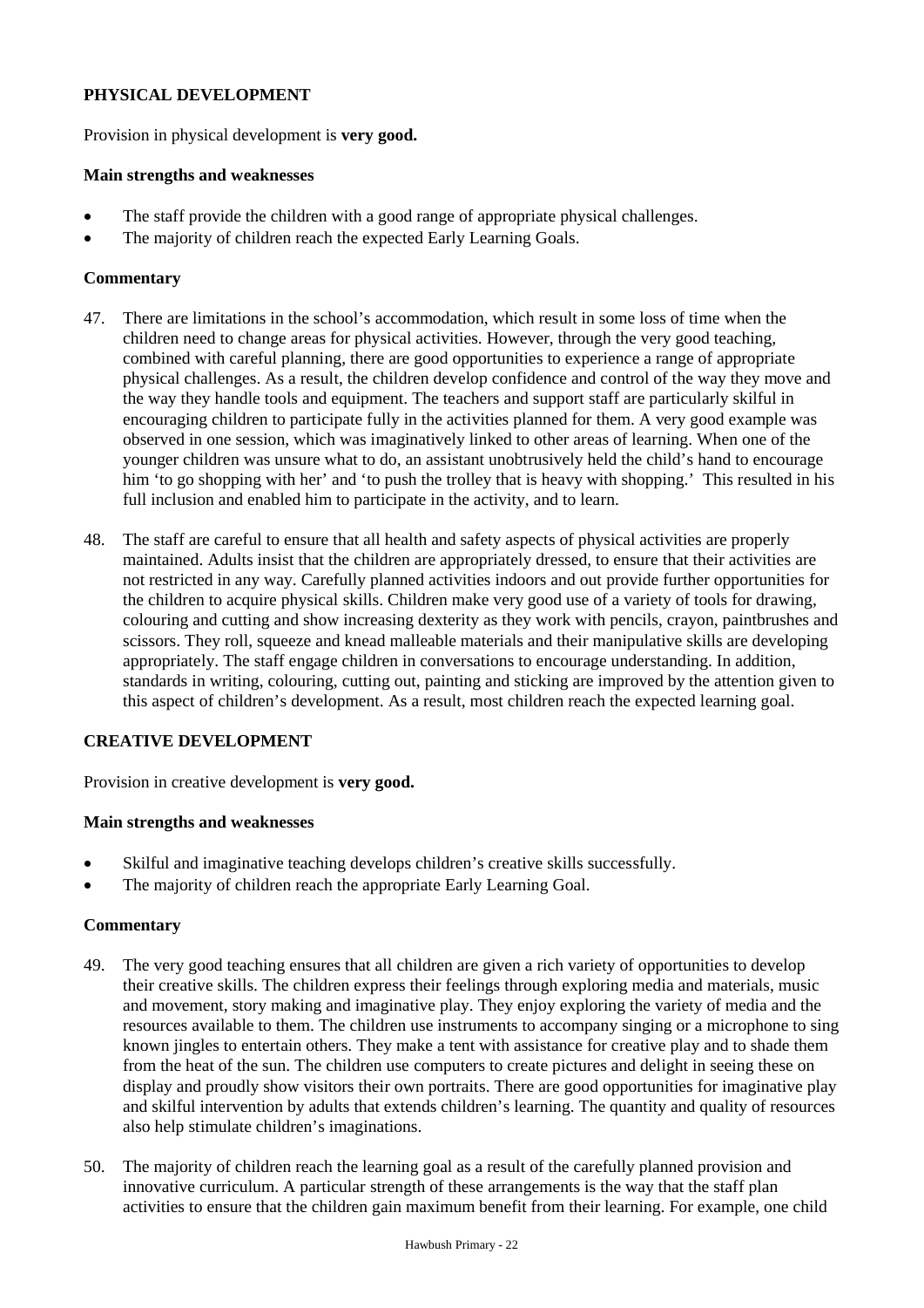### PHYSICAL DEVELOPMENT

Provision in physical development is **very good.**

**Main strengths and weaknesses**

- The staff provide the children with a good range of appropriate physical challenges.
- The majority of children reach the expected Early Learning Goals.

**Commentary**

47. There are limitations in the school's accommodation, which result in some loss of time when the children need to change areas for physical activities. However, through the very good teaching, combined with careful planning, there are good opportunities to experience a range of appropriate physical challenges. As a result, the children develop confidence and control of the way they move and the way they handle tools and equipment. The teachers and support staff are particularly skilful in encouraging children to participate fully in the activities planned for them. A very good example was observed in one session, which was imaginatively linked to other areas of learning. When one of the younger children was unsure what to do, an assistant unobtrusively held the child's hand to encourage him 'to go shopping with her' and 'to push the trolley that is heavy with shopping.' This resulted in his full inclusion and enabled him to participate in the activity, and to learn.

48. The staff are careful to ensure that all health and safety aspects of physical activities are properly maintained. Adults insist that the children are appropriately dressed, to ensure that their activities are not restricted in any way. Carefully planned activities indoors and out provide further opportunities for the children to acquire physical skills. Children make very good use of a variety of tools for drawing, colouring and cutting and show increasing dexterity as they work with pencils, crayon, paintbrushes and scissors. They roll, squeeze and knead malleable materials and their manipulative skills are developing appropriately. The staff engage children in conversations to encourage understanding. In addition, standards in writing, colouring, cutting out, painting and sticking are improved by the attention given to this aspect of children's development. As a result, most children reach the expected learning goal.

### CREATIVE DEVELOPMENT

Provision in creative development is **very good.**

**Main strengths and weaknesses**

- Skilful and imaginative teaching develops children's creative skills successfully.
- The majority of children reach the appropriate Early Learning Goal.

**Commentary**

49. The very good teaching ensures that all children are given a rich variety of opportunities to develop their creative skills. The children express their feelings through exploring media and materials, music and movement, story making and imaginative play. They enjoy exploring the variety of media and the resources available to them. The children use instruments to accompany singing or a microphone to sing known jingles to entertain others. They make a tent with assistance for creative play and to shade them from the heat of the sun. The children use computers to create pictures and delight in seeing these on display and proudly show visitors their own portraits. There are good opportunities for imaginative play and skilful intervention by adults that extends children's learning. The quantity and quality of resources also help stimulate children's imaginations.

50. The majority of children reach the learning goal as a result of the carefully planned provision and innovative curriculum. A particular strength of these arrangements is the way that the staff plan activities to ensure that the children gain maximum benefit from their learning. For example, one child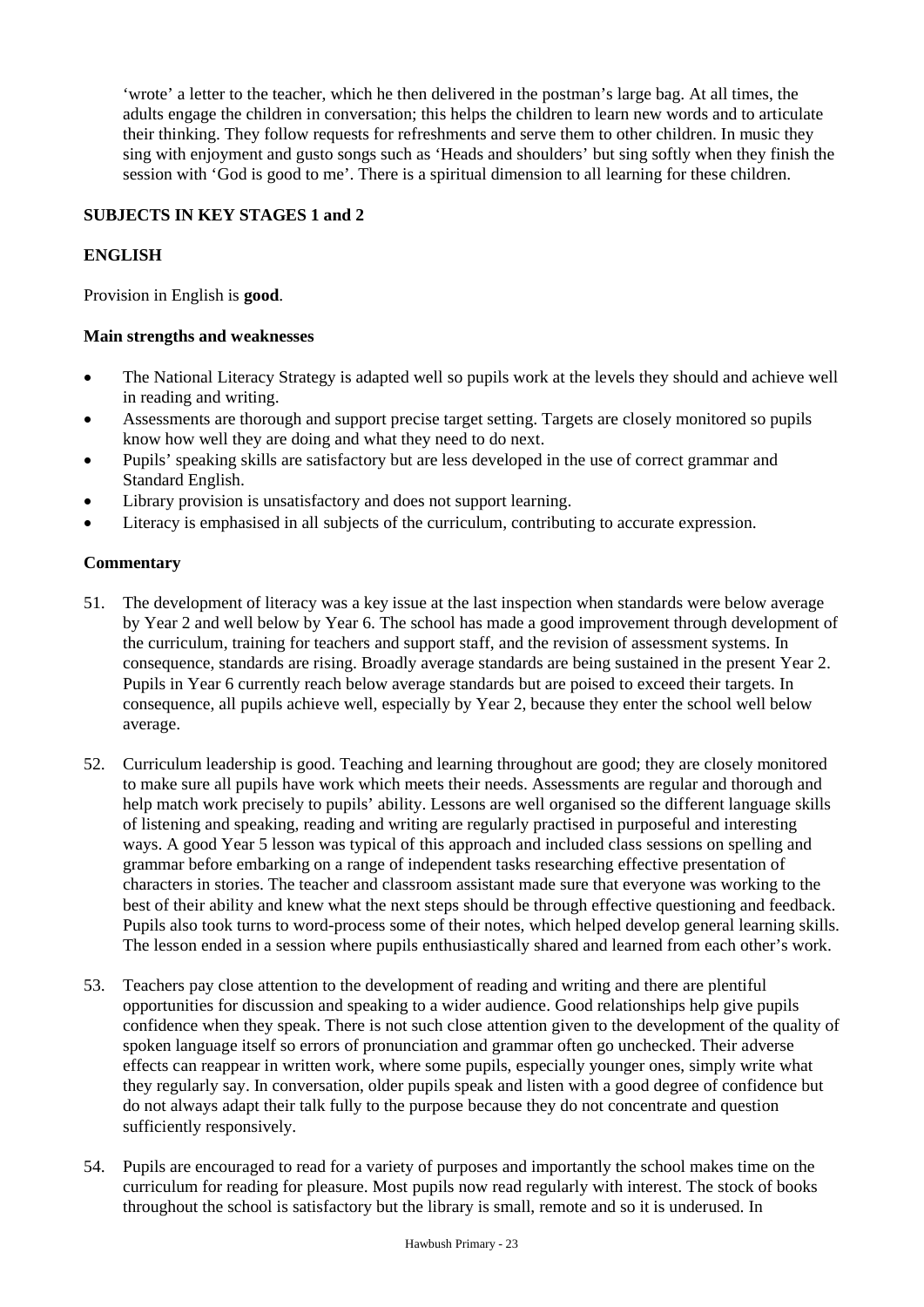'wrote' a letter to the teacher, which he then delivered in the postman's large bag. At all times, the adults engage the children in conversation; this helps the children to learn new words and to articulate their thinking. They follow requests for refreshments and serve them to other children. In music they sing with enjoyment and gusto songs such as 'Heads and shoulders' but sing softly when they finish the session with 'God is good to me'. There is a spiritual dimension to all learning for these children.

## SUBJECTS IN KEY STAGES 1 and 2

### ENGLISH

Provision in English is **good**.

#### Main strengths and weaknesses

- The National Literacy Strategy is adapted well so pupils work at the levels they should and achieve well in reading and writing.
- Assessments are thorough and support precise target setting. Targets are closely monitored so pupils know how well they are doing and what they need to do next.
- Pupils' speaking skills are satisfactory but are less developed in the use of correct grammar and Standard English.
- Library provision is unsatisfactory and does not support learning.
- Literacy is emphasised in all subjects of the curriculum, contributing to accurate expression.

#### Commentary

51. The development of literacy was a key issue at the last inspection when standards were below average by Year 2 and well below by Year 6. The school has made a good improvement through development of the curriculum, training for teachers and support staff, and the revision of assessment systems. In consequence, standards are rising. Broadly average standards are being sustained in the present Year 2. Pupils in Year 6 currently reach below average standards but are poised to exceed their targets. In consequence, all pupils achieve well, especially by Year 2, because they enter the school well below average.

52. Curriculum leadership is good. Teaching and learning throughout are good; they are closely monitored to make sure all pupils have work which meets their needs. Assessments are regular and thorough and help match work precisely to pupils' ability. Lessons are well organised so the different language skills of listening and speaking, reading and writing are regularly practised in purposeful and interesting ways. A good Year 5 lesson was typical of this approach and included class sessions on spelling and grammar before embarking on a range of independent tasks researching effective presentation of characters in stories. The teacher and classroom assistant made sure that everyone was working to the best of their ability and knew what the next steps should be through effective questioning and feedback. Pupils also took turns to word-process some of their notes, which helped develop general learning skills. The lesson ended in a session where pupils enthusiastically shared and learned from each other's work.

53. Teachers pay close attention to the development of reading and writing and there are plentiful opportunities for discussion and speaking to a wider audience. Good relationships help give pupils confidence when they speak. There is not such close attention given to the development of the quality of spoken language itself so errors of pronunciation and grammar often go unchecked. Their adverse effects can reappear in written work, where some pupils, especially younger ones, simply write what they regularly say. In conversation, older pupils speak and listen with a good degree of confidence but do not always adapt their talk fully to the purpose because they do not concentrate and question sufficiently responsively.

54. Pupils are encouraged to read for a variety of purposes and importantly the school makes time on the curriculum for reading for pleasure. Most pupils now read regularly with interest. The stock of books throughout the school is satisfactory but the library is small, remote and so it is underused. In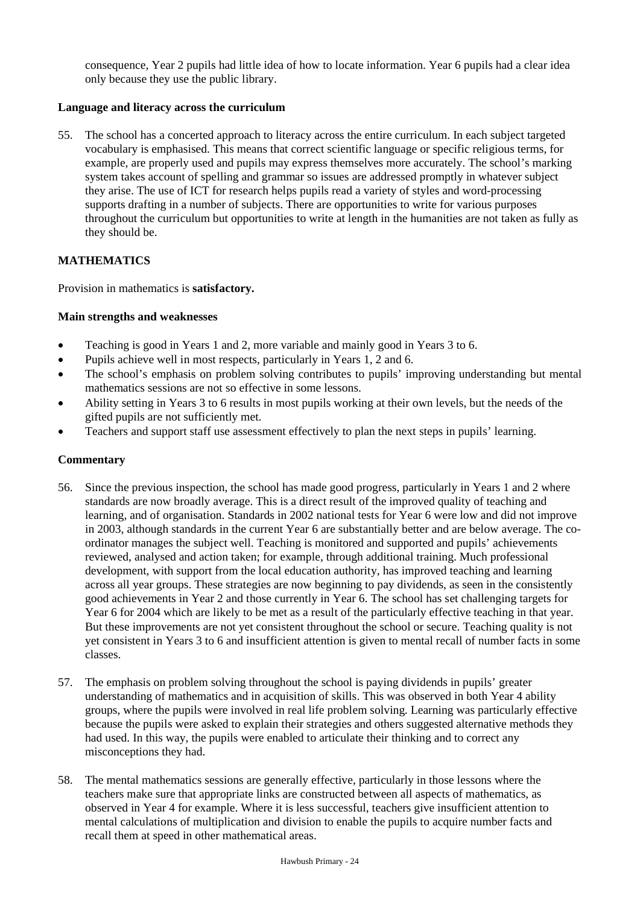consequence, Year 2 pupils had little idea of how to locate information. Year 6 pupils had a clear idea only because they use the public library.

### Language and literacy across the curriculum

55. The school has a concerted approach to literacy across the entire curriculum. In each subject targeted vocabulary is emphasised. This means that correct scientific language or specific religious terms, for example, are properly used and pupils may express themselves more accurately. The school's marking system takes account of spelling and grammar so issues are addressed promptly in whatever subject they arise. The use of ICT for research helps pupils read a variety of styles and word-processing supports drafting in a number of subjects. There are opportunities to write for various purposes throughout the curriculum but opportunities to write at length in the humanities are not taken as fully as they should be.

## MATHEMATICS

Provision in mathematics is **satisfactory.**

### Main strengths and weaknesses

- Teaching is good in Years 1 and 2, more variable and mainly good in Years 3 to 6.
- Pupils achieve well in most respects, particularly in Years 1, 2 and 6.
- The school's emphasis on problem solving contributes to pupils' improving understanding but mental mathematics sessions are not so effective in some lessons.
- Ability setting in Years 3 to 6 results in most pupils working at their own levels, but the needs of the gifted pupils are not sufficiently met.
- Teachers and support staff use assessment effectively to plan the next steps in pupils' learning.

### Commentary

56. Since the previous inspection, the school has made good progress, particularly in Years 1 and 2 where standards are now broadly average. This is a direct result of the improved quality of teaching and learning, and of organisation. Standards in 2002 national tests for Year 6 were low and did not improve in 2003, although standards in the current Year 6 are substantially better and are below average. The co-ordinator manages the subject well. Teaching is monitored and supported and pupils' achievements reviewed, analysed and action taken; for example, through additional training. Much professional development, with support from the local education authority, has improved teaching and learning across all year groups. These strategies are now beginning to pay dividends, as seen in the consistently good achievements in Year 2 and those currently in Year 6. The school has set challenging targets for Year 6 for 2004 which are likely to be met as a result of the particularly effective teaching in that year. But these improvements are not yet consistent throughout the school or secure. Teaching quality is not yet consistent in Years 3 to 6 and insufficient attention is given to mental recall of number facts in some classes.

57. The emphasis on problem solving throughout the school is paying dividends in pupils' greater understanding of mathematics and in acquisition of skills. This was observed in both Year 4 ability groups, where the pupils were involved in real life problem solving. Learning was particularly effective because the pupils were asked to explain their strategies and others suggested alternative methods they had used. In this way, the pupils were enabled to articulate their thinking and to correct any misconceptions they had.

58. The mental mathematics sessions are generally effective, particularly in those lessons where the teachers make sure that appropriate links are constructed between all aspects of mathematics, as observed in Year 4 for example. Where it is less successful, teachers give insufficient attention to mental calculations of multiplication and division to enable the pupils to acquire number facts and recall them at speed in other mathematical areas.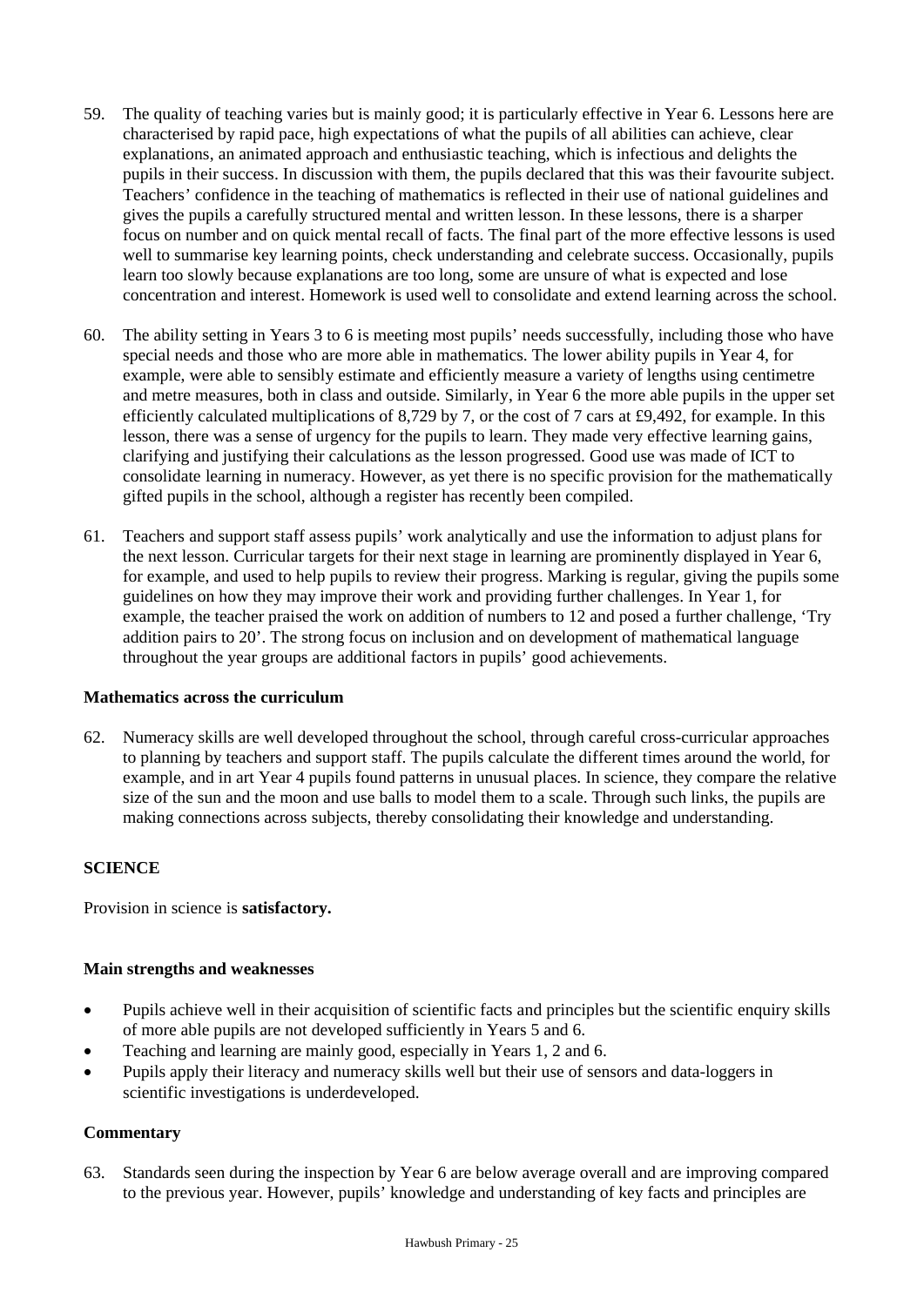59. The quality of teaching varies but is mainly good; it is particularly effective in Year 6. Lessons here are characterised by rapid pace, high expectations of what the pupils of all abilities can achieve, clear explanations, an animated approach and enthusiastic teaching, which is infectious and delights the pupils in their success. In discussion with them, the pupils declared that this was their favourite subject. Teachers' confidence in the teaching of mathematics is reflected in their use of national guidelines and gives the pupils a carefully structured mental and written lesson. In these lessons, there is a sharper focus on number and on quick mental recall of facts. The final part of the more effective lessons is used well to summarise key learning points, check understanding and celebrate success. Occasionally, pupils learn too slowly because explanations are too long, some are unsure of what is expected and lose concentration and interest. Homework is used well to consolidate and extend learning across the school.

60. The ability setting in Years 3 to 6 is meeting most pupils' needs successfully, including those who have special needs and those who are more able in mathematics. The lower ability pupils in Year 4, for example, were able to sensibly estimate and efficiently measure a variety of lengths using centimetre and metre measures, both in class and outside. Similarly, in Year 6 the more able pupils in the upper set efficiently calculated multiplications of 8,729 by 7, or the cost of 7 cars at £9,492, for example. In this lesson, there was a sense of urgency for the pupils to learn. They made very effective learning gains, clarifying and justifying their calculations as the lesson progressed. Good use was made of ICT to consolidate learning in numeracy. However, as yet there is no specific provision for the mathematically gifted pupils in the school, although a register has recently been compiled.

61. Teachers and support staff assess pupils' work analytically and use the information to adjust plans for the next lesson. Curricular targets for their next stage in learning are prominently displayed in Year 6, for example, and used to help pupils to review their progress. Marking is regular, giving the pupils some guidelines on how they may improve their work and providing further challenges. In Year 1, for example, the teacher praised the work on addition of numbers to 12 and posed a further challenge, 'Try addition pairs to 20'. The strong focus on inclusion and on development of mathematical language throughout the year groups are additional factors in pupils' good achievements.

**Mathematics across the curriculum**

62. Numeracy skills are well developed throughout the school, through careful cross-curricular approaches to planning by teachers and support staff. The pupils calculate the different times around the world, for example, and in art Year 4 pupils found patterns in unusual places. In science, they compare the relative size of the sun and the moon and use balls to model them to a scale. Through such links, the pupils are making connections across subjects, thereby consolidating their knowledge and understanding.

## SCIENCE

Provision in science is **satisfactory.**

**Main strengths and weaknesses**

- Pupils achieve well in their acquisition of scientific facts and principles but the scientific enquiry skills of more able pupils are not developed sufficiently in Years 5 and 6.
- Teaching and learning are mainly good, especially in Years 1, 2 and 6.
- Pupils apply their literacy and numeracy skills well but their use of sensors and data-loggers in scientific investigations is underdeveloped.

**Commentary**

63. Standards seen during the inspection by Year 6 are below average overall and are improving compared to the previous year. However, pupils' knowledge and understanding of key facts and principles are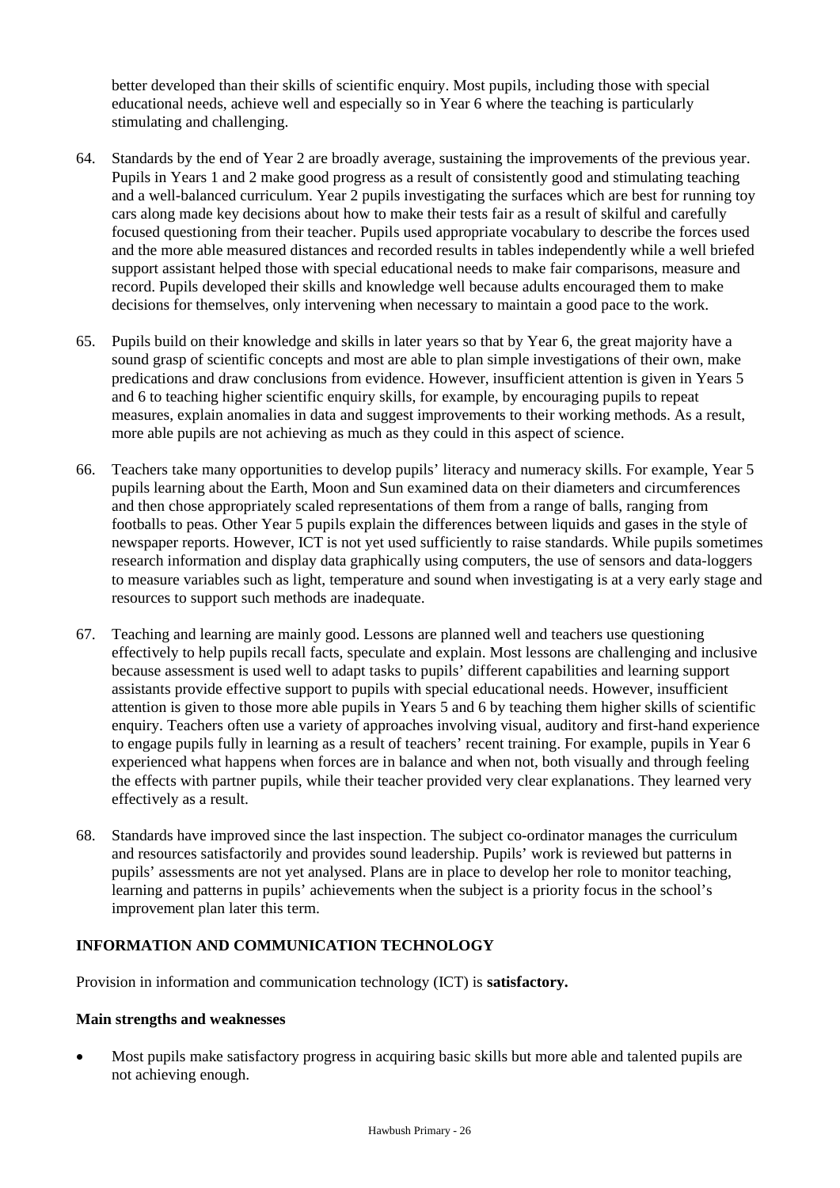better developed than their skills of scientific enquiry. Most pupils, including those with special educational needs, achieve well and especially so in Year 6 where the teaching is particularly stimulating and challenging.

64. Standards by the end of Year 2 are broadly average, sustaining the improvements of the previous year. Pupils in Years 1 and 2 make good progress as a result of consistently good and stimulating teaching and a well-balanced curriculum. Year 2 pupils investigating the surfaces which are best for running toy cars along made key decisions about how to make their tests fair as a result of skilful and carefully focused questioning from their teacher. Pupils used appropriate vocabulary to describe the forces used and the more able measured distances and recorded results in tables independently while a well briefed support assistant helped those with special educational needs to make fair comparisons, measure and record. Pupils developed their skills and knowledge well because adults encouraged them to make decisions for themselves, only intervening when necessary to maintain a good pace to the work.

65. Pupils build on their knowledge and skills in later years so that by Year 6, the great majority have a sound grasp of scientific concepts and most are able to plan simple investigations of their own, make predications and draw conclusions from evidence. However, insufficient attention is given in Years 5 and 6 to teaching higher scientific enquiry skills, for example, by encouraging pupils to repeat measures, explain anomalies in data and suggest improvements to their working methods. As a result, more able pupils are not achieving as much as they could in this aspect of science.

66. Teachers take many opportunities to develop pupils' literacy and numeracy skills. For example, Year 5 pupils learning about the Earth, Moon and Sun examined data on their diameters and circumferences and then chose appropriately scaled representations of them from a range of balls, ranging from footballs to peas. Other Year 5 pupils explain the differences between liquids and gases in the style of newspaper reports. However, ICT is not yet used sufficiently to raise standards. While pupils sometimes research information and display data graphically using computers, the use of sensors and data-loggers to measure variables such as light, temperature and sound when investigating is at a very early stage and resources to support such methods are inadequate.

67. Teaching and learning are mainly good. Lessons are planned well and teachers use questioning effectively to help pupils recall facts, speculate and explain. Most lessons are challenging and inclusive because assessment is used well to adapt tasks to pupils' different capabilities and learning support assistants provide effective support to pupils with special educational needs. However, insufficient attention is given to those more able pupils in Years 5 and 6 by teaching them higher skills of scientific enquiry. Teachers often use a variety of approaches involving visual, auditory and first-hand experience to engage pupils fully in learning as a result of teachers' recent training. For example, pupils in Year 6 experienced what happens when forces are in balance and when not, both visually and through feeling the effects with partner pupils, while their teacher provided very clear explanations. They learned very effectively as a result.

68. Standards have improved since the last inspection. The subject co-ordinator manages the curriculum and resources satisfactorily and provides sound leadership. Pupils' work is reviewed but patterns in pupils' assessments are not yet analysed. Plans are in place to develop her role to monitor teaching, learning and patterns in pupils' achievements when the subject is a priority focus in the school's improvement plan later this term.

## INFORMATION AND COMMUNICATION TECHNOLOGY

Provision in information and communication technology (ICT) is **satisfactory.**

### Main strengths and weaknesses

- Most pupils make satisfactory progress in acquiring basic skills but more able and talented pupils are not achieving enough.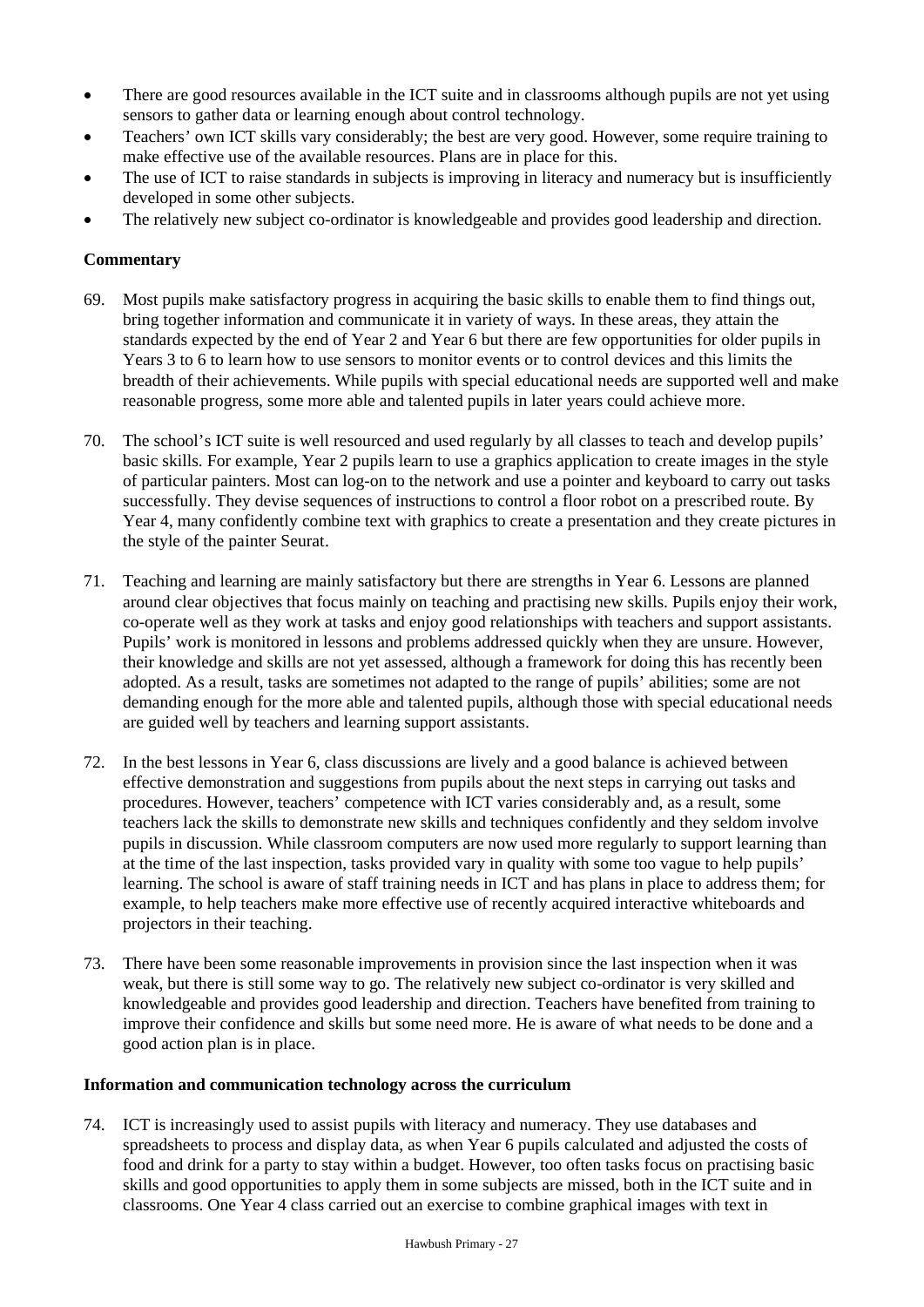- There are good resources available in the ICT suite and in classrooms although pupils are not yet using sensors to gather data or learning enough about control technology.
- Teachers' own ICT skills vary considerably; the best are very good. However, some require training to make effective use of the available resources. Plans are in place for this.
- The use of ICT to raise standards in subjects is improving in literacy and numeracy but is insufficiently developed in some other subjects.
- The relatively new subject co-ordinator is knowledgeable and provides good leadership and direction.

**Commentary**

69. Most pupils make satisfactory progress in acquiring the basic skills to enable them to find things out, bring together information and communicate it in variety of ways. In these areas, they attain the standards expected by the end of Year 2 and Year 6 but there are few opportunities for older pupils in Years 3 to 6 to learn how to use sensors to monitor events or to control devices and this limits the breadth of their achievements. While pupils with special educational needs are supported well and make reasonable progress, some more able and talented pupils in later years could achieve more.

70. The school's ICT suite is well resourced and used regularly by all classes to teach and develop pupils' basic skills. For example, Year 2 pupils learn to use a graphics application to create images in the style of particular painters. Most can log-on to the network and use a pointer and keyboard to carry out tasks successfully. They devise sequences of instructions to control a floor robot on a prescribed route. By Year 4, many confidently combine text with graphics to create a presentation and they create pictures in the style of the painter Seurat.

71. Teaching and learning are mainly satisfactory but there are strengths in Year 6. Lessons are planned around clear objectives that focus mainly on teaching and practising new skills. Pupils enjoy their work, co-operate well as they work at tasks and enjoy good relationships with teachers and support assistants. Pupils' work is monitored in lessons and problems addressed quickly when they are unsure. However, their knowledge and skills are not yet assessed, although a framework for doing this has recently been adopted. As a result, tasks are sometimes not adapted to the range of pupils' abilities; some are not demanding enough for the more able and talented pupils, although those with special educational needs are guided well by teachers and learning support assistants.

72. In the best lessons in Year 6, class discussions are lively and a good balance is achieved between effective demonstration and suggestions from pupils about the next steps in carrying out tasks and procedures. However, teachers' competence with ICT varies considerably and, as a result, some teachers lack the skills to demonstrate new skills and techniques confidently and they seldom involve pupils in discussion. While classroom computers are now used more regularly to support learning than at the time of the last inspection, tasks provided vary in quality with some too vague to help pupils' learning. The school is aware of staff training needs in ICT and has plans in place to address them; for example, to help teachers make more effective use of recently acquired interactive whiteboards and projectors in their teaching.

73. There have been some reasonable improvements in provision since the last inspection when it was weak, but there is still some way to go. The relatively new subject co-ordinator is very skilled and knowledgeable and provides good leadership and direction. Teachers have benefited from training to improve their confidence and skills but some need more. He is aware of what needs to be done and a good action plan is in place.

**Information and communication technology across the curriculum**

74. ICT is increasingly used to assist pupils with literacy and numeracy. They use databases and spreadsheets to process and display data, as when Year 6 pupils calculated and adjusted the costs of food and drink for a party to stay within a budget. However, too often tasks focus on practising basic skills and good opportunities to apply them in some subjects are missed, both in the ICT suite and in classrooms. One Year 4 class carried out an exercise to combine graphical images with text in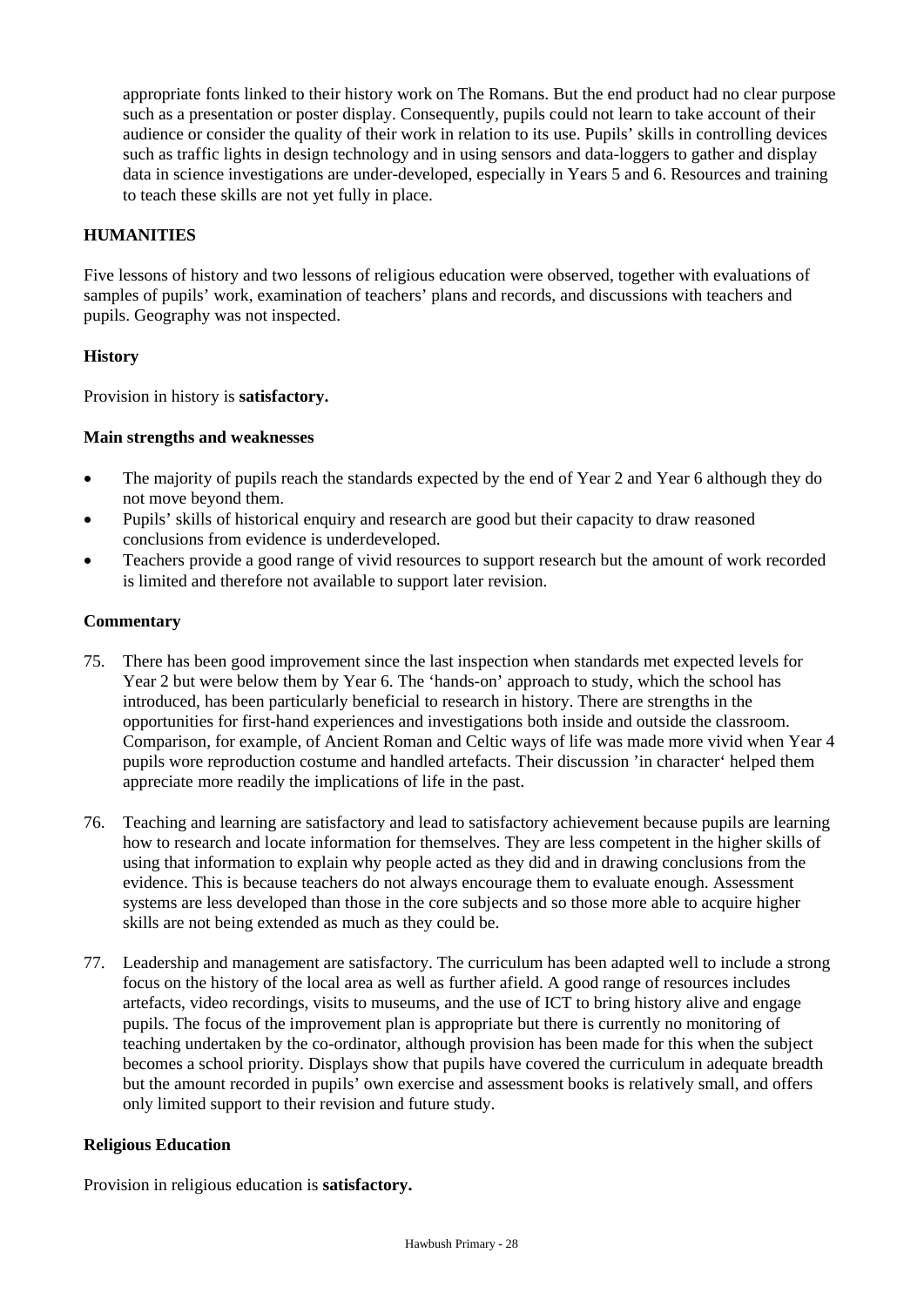appropriate fonts linked to their history work on The Romans. But the end product had no clear purpose such as a presentation or poster display. Consequently, pupils could not learn to take account of their audience or consider the quality of their work in relation to its use. Pupils' skills in controlling devices such as traffic lights in design technology and in using sensors and data-loggers to gather and display data in science investigations are under-developed, especially in Years 5 and 6. Resources and training to teach these skills are not yet fully in place.

## HUMANITIES

Five lessons of history and two lessons of religious education were observed, together with evaluations of samples of pupils' work, examination of teachers' plans and records, and discussions with teachers and pupils. Geography was not inspected.

### History

Provision in history is **satisfactory.**

#### Main strengths and weaknesses

- The majority of pupils reach the standards expected by the end of Year 2 and Year 6 although they do not move beyond them.
- Pupils' skills of historical enquiry and research are good but their capacity to draw reasoned conclusions from evidence is underdeveloped.
- Teachers provide a good range of vivid resources to support research but the amount of work recorded is limited and therefore not available to support later revision.

#### Commentary

75. There has been good improvement since the last inspection when standards met expected levels for Year 2 but were below them by Year 6. The 'hands-on' approach to study, which the school has introduced, has been particularly beneficial to research in history. There are strengths in the opportunities for first-hand experiences and investigations both inside and outside the classroom. Comparison, for example, of Ancient Roman and Celtic ways of life was made more vivid when Year 4 pupils wore reproduction costume and handled artefacts. Their discussion 'in character' helped them appreciate more readily the implications of life in the past.

76. Teaching and learning are satisfactory and lead to satisfactory achievement because pupils are learning how to research and locate information for themselves. They are less competent in the higher skills of using that information to explain why people acted as they did and in drawing conclusions from the evidence. This is because teachers do not always encourage them to evaluate enough. Assessment systems are less developed than those in the core subjects and so those more able to acquire higher skills are not being extended as much as they could be.

77. Leadership and management are satisfactory. The curriculum has been adapted well to include a strong focus on the history of the local area as well as further afield. A good range of resources includes artefacts, video recordings, visits to museums, and the use of ICT to bring history alive and engage pupils. The focus of the improvement plan is appropriate but there is currently no monitoring of teaching undertaken by the co-ordinator, although provision has been made for this when the subject becomes a school priority. Displays show that pupils have covered the curriculum in adequate breadth but the amount recorded in pupils' own exercise and assessment books is relatively small, and offers only limited support to their revision and future study.

### Religious Education

Provision in religious education is **satisfactory.**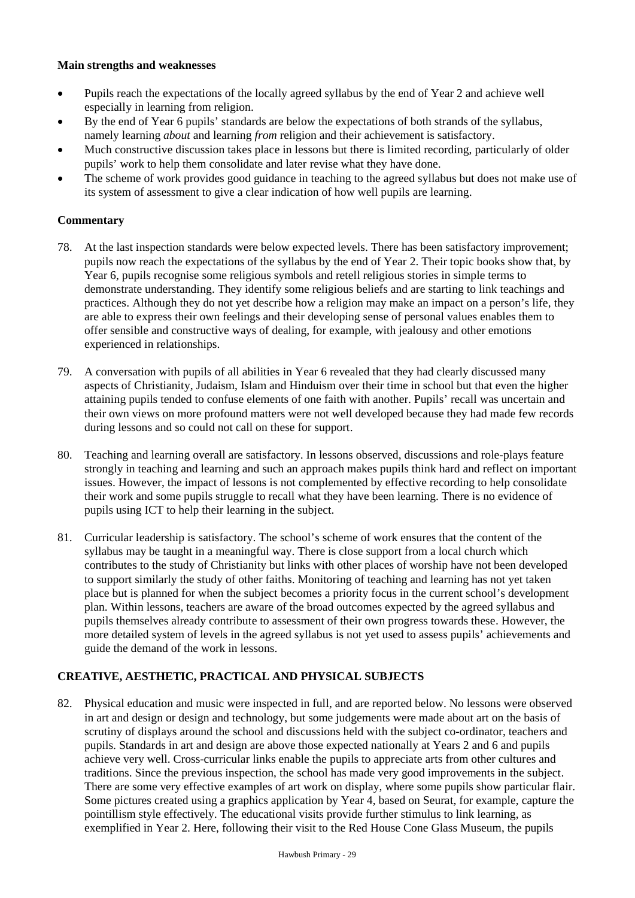**Main strengths and weaknesses**

- Pupils reach the expectations of the locally agreed syllabus by the end of Year 2 and achieve well especially in learning from religion.
- By the end of Year 6 pupils' standards are below the expectations of both strands of the syllabus, namely learning *about* and learning *from* religion and their achievement is satisfactory.
- Much constructive discussion takes place in lessons but there is limited recording, particularly of older pupils' work to help them consolidate and later revise what they have done.
- The scheme of work provides good guidance in teaching to the agreed syllabus but does not make use of its system of assessment to give a clear indication of how well pupils are learning.

**Commentary**

78. At the last inspection standards were below expected levels. There has been satisfactory improvement; pupils now reach the expectations of the syllabus by the end of Year 2. Their topic books show that, by Year 6, pupils recognise some religious symbols and retell religious stories in simple terms to demonstrate understanding. They identify some religious beliefs and are starting to link teachings and practices. Although they do not yet describe how a religion may make an impact on a person's life, they are able to express their own feelings and their developing sense of personal values enables them to offer sensible and constructive ways of dealing, for example, with jealousy and other emotions experienced in relationships.

79. A conversation with pupils of all abilities in Year 6 revealed that they had clearly discussed many aspects of Christianity, Judaism, Islam and Hinduism over their time in school but that even the higher attaining pupils tended to confuse elements of one faith with another. Pupils' recall was uncertain and their own views on more profound matters were not well developed because they had made few records during lessons and so could not call on these for support.

80. Teaching and learning overall are satisfactory. In lessons observed, discussions and role-plays feature strongly in teaching and learning and such an approach makes pupils think hard and reflect on important issues. However, the impact of lessons is not complemented by effective recording to help consolidate their work and some pupils struggle to recall what they have been learning. There is no evidence of pupils using ICT to help their learning in the subject.

81. Curricular leadership is satisfactory. The school's scheme of work ensures that the content of the syllabus may be taught in a meaningful way. There is close support from a local church which contributes to the study of Christianity but links with other places of worship have not been developed to support similarly the study of other faiths. Monitoring of teaching and learning has not yet taken place but is planned for when the subject becomes a priority focus in the current school's development plan. Within lessons, teachers are aware of the broad outcomes expected by the agreed syllabus and pupils themselves already contribute to assessment of their own progress towards these. However, the more detailed system of levels in the agreed syllabus is not yet used to assess pupils' achievements and guide the demand of the work in lessons.

## CREATIVE, AESTHETIC, PRACTICAL AND PHYSICAL SUBJECTS

82. Physical education and music were inspected in full, and are reported below. No lessons were observed in art and design or design and technology, but some judgements were made about art on the basis of scrutiny of displays around the school and discussions held with the subject co-ordinator, teachers and pupils. Standards in art and design are above those expected nationally at Years 2 and 6 and pupils achieve very well. Cross-curricular links enable the pupils to appreciate arts from other cultures and traditions. Since the previous inspection, the school has made very good improvements in the subject. There are some very effective examples of art work on display, where some pupils show particular flair. Some pictures created using a graphics application by Year 4, based on Seurat, for example, capture the pointillism style effectively. The educational visits provide further stimulus to link learning, as exemplified in Year 2. Here, following their visit to the Red House Cone Glass Museum, the pupils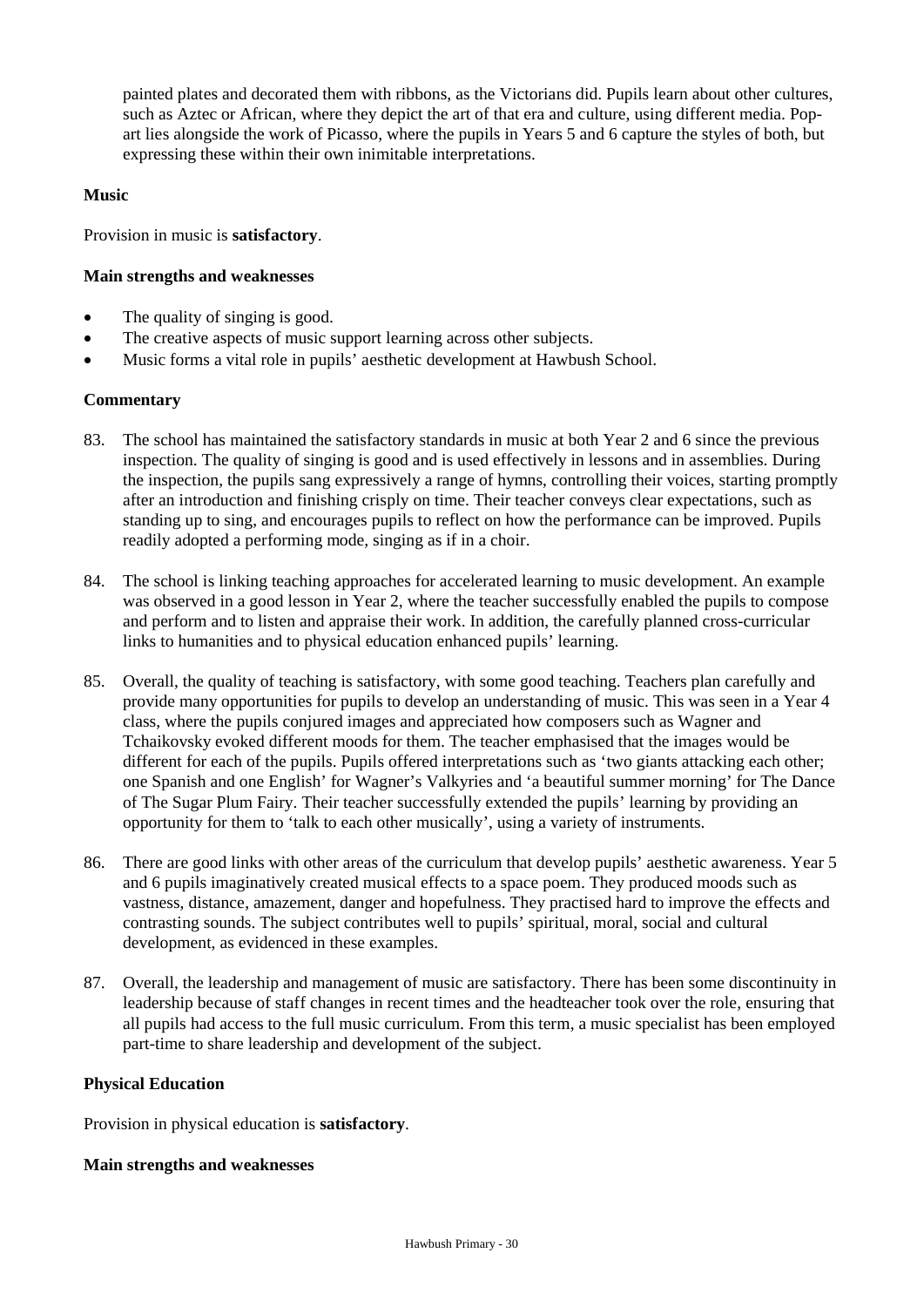painted plates and decorated them with ribbons, as the Victorians did. Pupils learn about other cultures, such as Aztec or African, where they depict the art of that era and culture, using different media. Pop-art lies alongside the work of Picasso, where the pupils in Years 5 and 6 capture the styles of both, but expressing these within their own inimitable interpretations.

**Music**

Provision in music is **satisfactory**.

**Main strengths and weaknesses**

- The quality of singing is good.
- The creative aspects of music support learning across other subjects.
- Music forms a vital role in pupils' aesthetic development at Hawbush School.

**Commentary**

83. The school has maintained the satisfactory standards in music at both Year 2 and 6 since the previous inspection. The quality of singing is good and is used effectively in lessons and in assemblies. During the inspection, the pupils sang expressively a range of hymns, controlling their voices, starting promptly after an introduction and finishing crisply on time. Their teacher conveys clear expectations, such as standing up to sing, and encourages pupils to reflect on how the performance can be improved. Pupils readily adopted a performing mode, singing as if in a choir.

84. The school is linking teaching approaches for accelerated learning to music development. An example was observed in a good lesson in Year 2, where the teacher successfully enabled the pupils to compose and perform and to listen and appraise their work. In addition, the carefully planned cross-curricular links to humanities and to physical education enhanced pupils' learning.

85. Overall, the quality of teaching is satisfactory, with some good teaching. Teachers plan carefully and provide many opportunities for pupils to develop an understanding of music. This was seen in a Year 4 class, where the pupils conjured images and appreciated how composers such as Wagner and Tchaikovsky evoked different moods for them. The teacher emphasised that the images would be different for each of the pupils. Pupils offered interpretations such as 'two giants attacking each other; one Spanish and one English' for Wagner's Valkyries and 'a beautiful summer morning' for The Dance of The Sugar Plum Fairy. Their teacher successfully extended the pupils' learning by providing an opportunity for them to 'talk to each other musically', using a variety of instruments.

86. There are good links with other areas of the curriculum that develop pupils' aesthetic awareness. Year 5 and 6 pupils imaginatively created musical effects to a space poem. They produced moods such as vastness, distance, amazement, danger and hopefulness. They practised hard to improve the effects and contrasting sounds. The subject contributes well to pupils' spiritual, moral, social and cultural development, as evidenced in these examples.

87. Overall, the leadership and management of music are satisfactory. There has been some discontinuity in leadership because of staff changes in recent times and the headteacher took over the role, ensuring that all pupils had access to the full music curriculum. From this term, a music specialist has been employed part-time to share leadership and development of the subject.

**Physical Education**

Provision in physical education is **satisfactory**.

**Main strengths and weaknesses**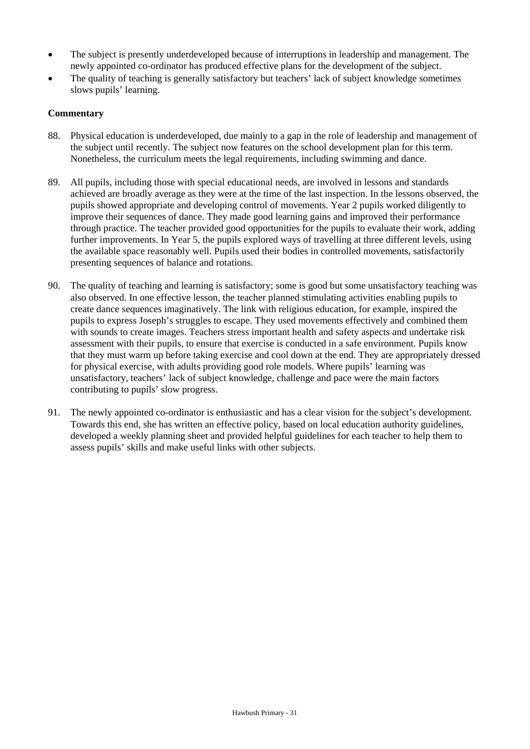- The subject is presently underdeveloped because of interruptions in leadership and management. The newly appointed co-ordinator has produced effective plans for the development of the subject.
- The quality of teaching is generally satisfactory but teachers' lack of subject knowledge sometimes slows pupils' learning.

**Commentary**

88. Physical education is underdeveloped, due mainly to a gap in the role of leadership and management of the subject until recently. The subject now features on the school development plan for this term. Nonetheless, the curriculum meets the legal requirements, including swimming and dance.

89. All pupils, including those with special educational needs, are involved in lessons and standards achieved are broadly average as they were at the time of the last inspection. In the lessons observed, the pupils showed appropriate and developing control of movements. Year 2 pupils worked diligently to improve their sequences of dance. They made good learning gains and improved their performance through practice. The teacher provided good opportunities for the pupils to evaluate their work, adding further improvements. In Year 5, the pupils explored ways of travelling at three different levels, using the available space reasonably well. Pupils used their bodies in controlled movements, satisfactorily presenting sequences of balance and rotations.

90. The quality of teaching and learning is satisfactory; some is good but some unsatisfactory teaching was also observed. In one effective lesson, the teacher planned stimulating activities enabling pupils to create dance sequences imaginatively. The link with religious education, for example, inspired the pupils to express Joseph's struggles to escape. They used movements effectively and combined them with sounds to create images. Teachers stress important health and safety aspects and undertake risk assessment with their pupils, to ensure that exercise is conducted in a safe environment. Pupils know that they must warm up before taking exercise and cool down at the end. They are appropriately dressed for physical exercise, with adults providing good role models. Where pupils' learning was unsatisfactory, teachers' lack of subject knowledge, challenge and pace were the main factors contributing to pupils' slow progress.

91. The newly appointed co-ordinator is enthusiastic and has a clear vision for the subject's development. Towards this end, she has written an effective policy, based on local education authority guidelines, developed a weekly planning sheet and provided helpful guidelines for each teacher to help them to assess pupils' skills and make useful links with other subjects.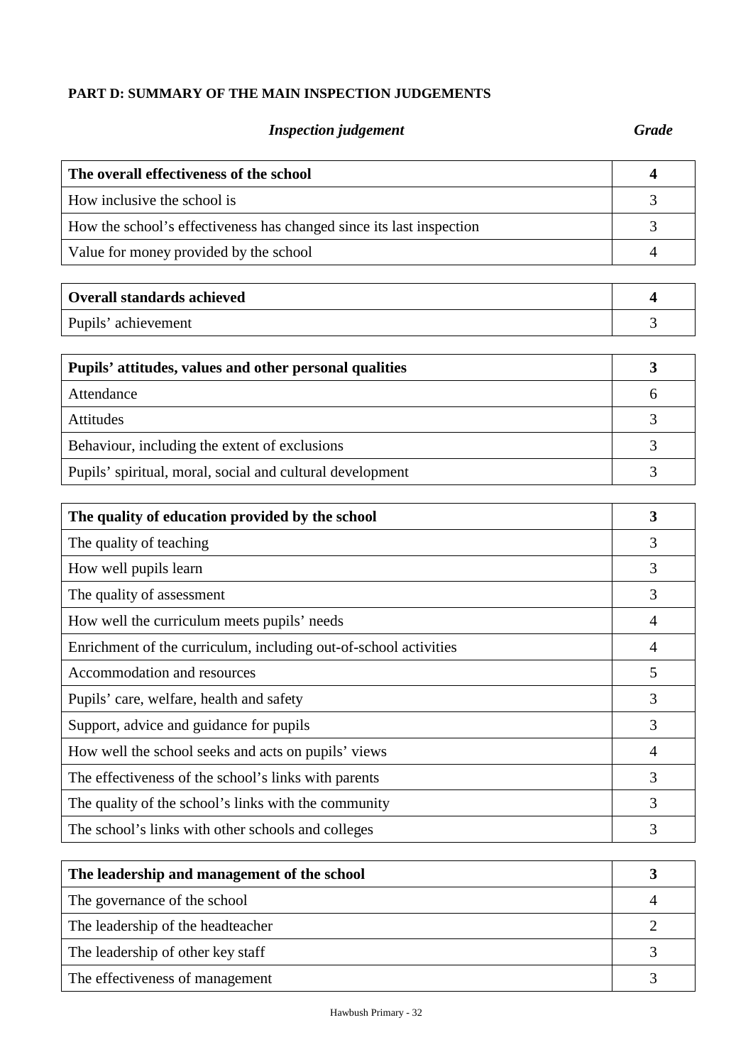**PART D: SUMMARY OF THE MAIN INSPECTION JUDGEMENTS**

| *Inspection judgement* | *Grade* |
|---|---|
| **The overall effectiveness of the school** | **4** |
| How inclusive the school is | 3 |
| How the school's effectiveness has changed since its last inspection | 3 |
| Value for money provided by the school | 4 |
| **Overall standards achieved** | **4** |
| Pupils' achievement | 3 |
| **Pupils' attitudes, values and other personal qualities** | **3** |
| Attendance | 6 |
| Attitudes | 3 |
| Behaviour, including the extent of exclusions | 3 |
| Pupils' spiritual, moral, social and cultural development | 3 |
| **The quality of education provided by the school** | **3** |
| The quality of teaching | 3 |
| How well pupils learn | 3 |
| The quality of assessment | 3 |
| How well the curriculum meets pupils' needs | 4 |
| Enrichment of the curriculum, including out-of-school activities | 4 |
| Accommodation and resources | 5 |
| Pupils' care, welfare, health and safety | 3 |
| Support, advice and guidance for pupils | 3 |
| How well the school seeks and acts on pupils' views | 4 |
| The effectiveness of the school's links with parents | 3 |
| The quality of the school's links with the community | 3 |
| The school's links with other schools and colleges | 3 |
| **The leadership and management of the school** | **3** |
| The governance of the school | 4 |
| The leadership of the headteacher | 2 |
| The leadership of other key staff | 3 |
| The effectiveness of management | 3 |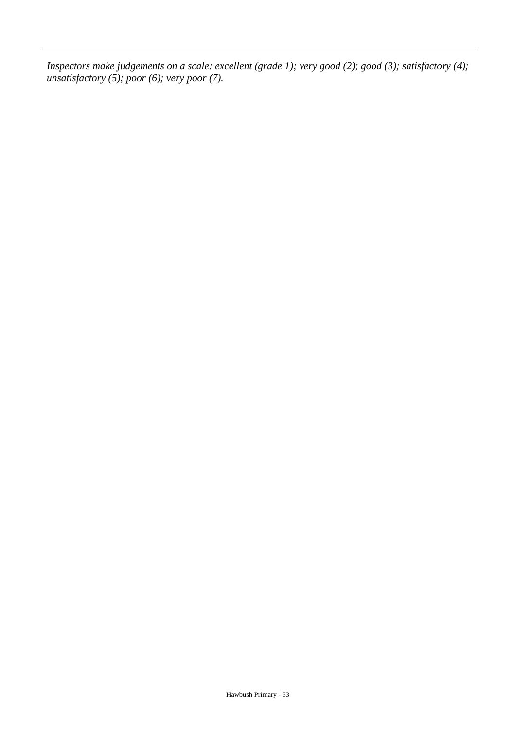*Inspectors make judgements on a scale: excellent (grade 1); very good (2); good (3); satisfactory (4); unsatisfactory (5); poor (6); very poor (7).*